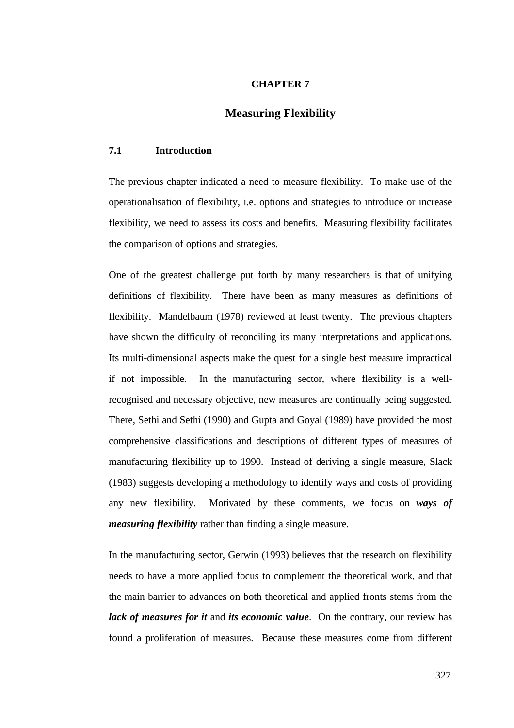# CHAPTER 7

## Measuring Flexibility

### 7.1 Introduction

The previous chapter indicated a need to measure flexibility. To make use of the operationalisation of flexibility, i.e. options and strategies to introduce or increase flexibility, we need to assess its costs and benefits. Measuring flexibility facilitates the comparison of options and strategies.

One of the greatest challenge put forth by many researchers is that of unifying definitions of flexibility. There have been as many measures as definitions of flexibility. Mandelbaum (1978) reviewed at least twenty. The previous chapters have shown the difficulty of reconciling its many interpretations and applications. Its multi-dimensional aspects make the quest for a single best measure impractical if not impossible. In the manufacturing sector, where flexibility is a well-recognised and necessary objective, new measures are continually being suggested. There, Sethi and Sethi (1990) and Gupta and Goyal (1989) have provided the most comprehensive classifications and descriptions of different types of measures of manufacturing flexibility up to 1990. Instead of deriving a single measure, Slack (1983) suggests developing a methodology to identify ways and costs of providing any new flexibility. Motivated by these comments, we focus on ***ways of measuring flexibility*** rather than finding a single measure.

In the manufacturing sector, Gerwin (1993) believes that the research on flexibility needs to have a more applied focus to complement the theoretical work, and that the main barrier to advances on both theoretical and applied fronts stems from the ***lack of measures for it*** and ***its economic value***. On the contrary, our review has found a proliferation of measures. Because these measures come from different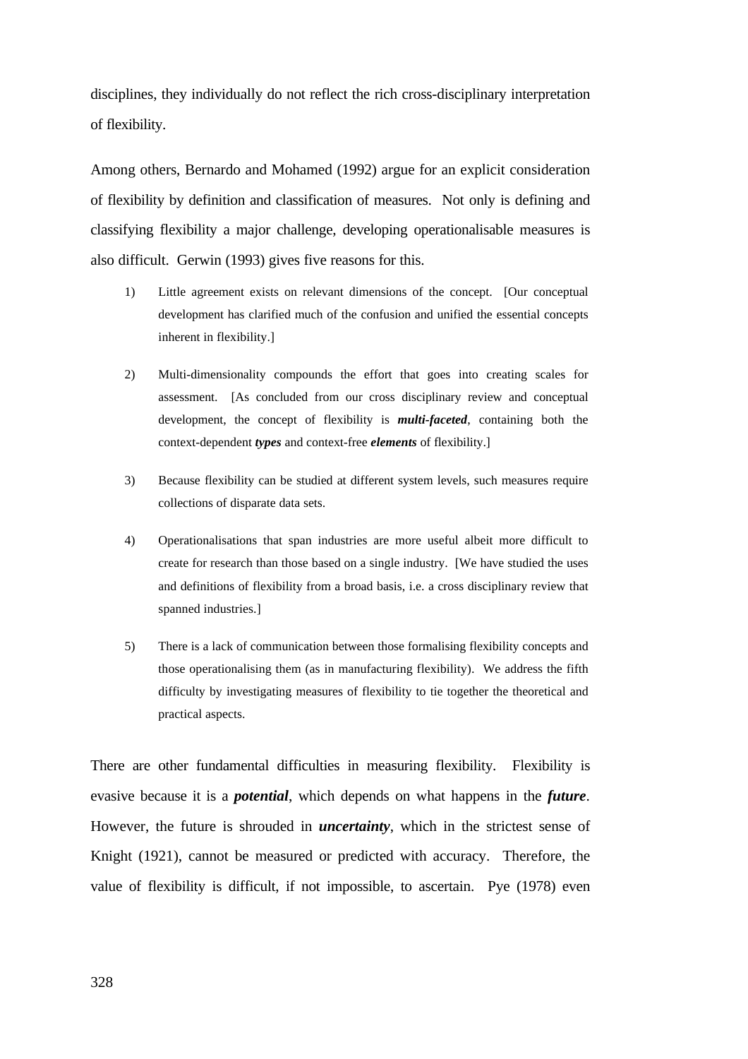disciplines, they individually do not reflect the rich cross-disciplinary interpretation of flexibility.

Among others, Bernardo and Mohamed (1992) argue for an explicit consideration of flexibility by definition and classification of measures. Not only is defining and classifying flexibility a major challenge, developing operationalisable measures is also difficult. Gerwin (1993) gives five reasons for this.

1) Little agreement exists on relevant dimensions of the concept. [Our conceptual development has clarified much of the confusion and unified the essential concepts inherent in flexibility.]

2) Multi-dimensionality compounds the effort that goes into creating scales for assessment. [As concluded from our cross disciplinary review and conceptual development, the concept of flexibility is ***multi-faceted***, containing both the context-dependent ***types*** and context-free ***elements*** of flexibility.]

3) Because flexibility can be studied at different system levels, such measures require collections of disparate data sets.

4) Operationalisations that span industries are more useful albeit more difficult to create for research than those based on a single industry. [We have studied the uses and definitions of flexibility from a broad basis, i.e. a cross disciplinary review that spanned industries.]

5) There is a lack of communication between those formalising flexibility concepts and those operationalising them (as in manufacturing flexibility). We address the fifth difficulty by investigating measures of flexibility to tie together the theoretical and practical aspects.

There are other fundamental difficulties in measuring flexibility. Flexibility is evasive because it is a ***potential***, which depends on what happens in the ***future***. However, the future is shrouded in ***uncertainty***, which in the strictest sense of Knight (1921), cannot be measured or predicted with accuracy. Therefore, the value of flexibility is difficult, if not impossible, to ascertain. Pye (1978) even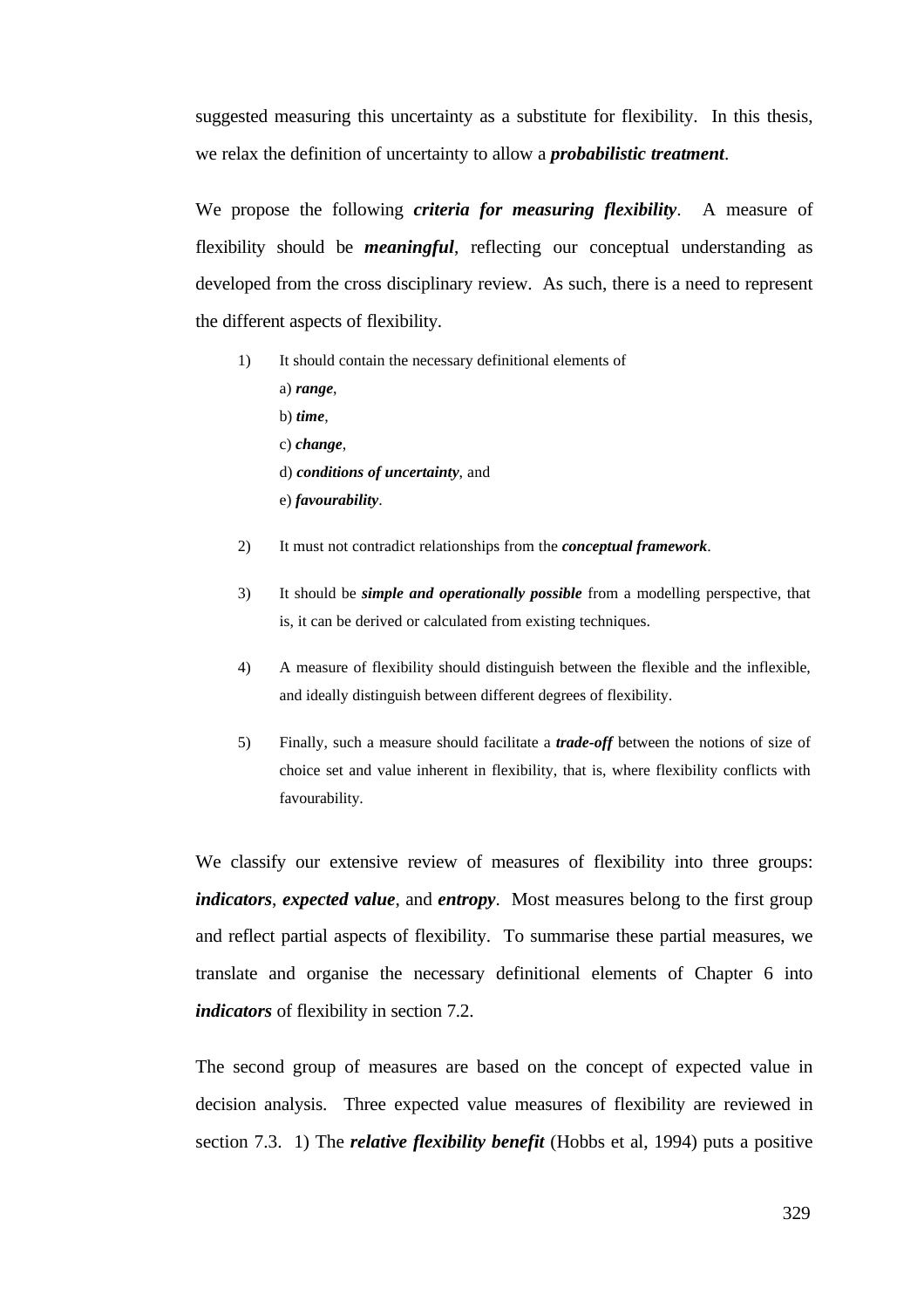suggested measuring this uncertainty as a substitute for flexibility. In this thesis, we relax the definition of uncertainty to allow a ***probabilistic treatment***.

We propose the following ***criteria for measuring flexibility***. A measure of flexibility should be ***meaningful***, reflecting our conceptual understanding as developed from the cross disciplinary review. As such, there is a need to represent the different aspects of flexibility.

1) It should contain the necessary definitional elements of
   a) ***range***,
   b) ***time***,
   c) ***change***,
   d) ***conditions of uncertainty***, and
   e) ***favourability***.

2) It must not contradict relationships from the ***conceptual framework***.

3) It should be ***simple and operationally possible*** from a modelling perspective, that is, it can be derived or calculated from existing techniques.

4) A measure of flexibility should distinguish between the flexible and the inflexible, and ideally distinguish between different degrees of flexibility.

5) Finally, such a measure should facilitate a ***trade-off*** between the notions of size of choice set and value inherent in flexibility, that is, where flexibility conflicts with favourability.

We classify our extensive review of measures of flexibility into three groups: ***indicators***, ***expected value***, and ***entropy***. Most measures belong to the first group and reflect partial aspects of flexibility. To summarise these partial measures, we translate and organise the necessary definitional elements of Chapter 6 into ***indicators*** of flexibility in section 7.2.

The second group of measures are based on the concept of expected value in decision analysis. Three expected value measures of flexibility are reviewed in section 7.3. 1) The ***relative flexibility benefit*** (Hobbs et al, 1994) puts a positive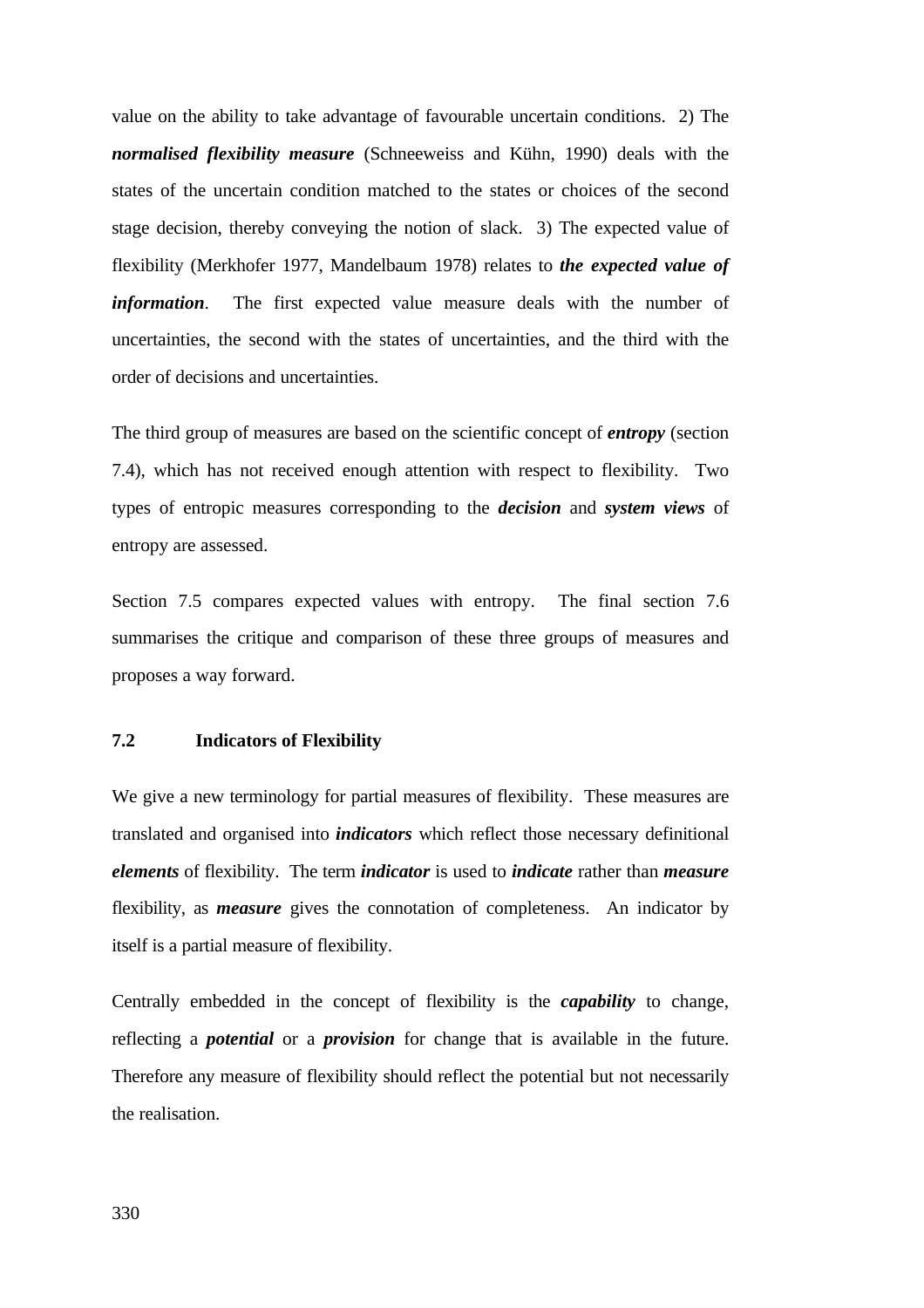value on the ability to take advantage of favourable uncertain conditions. 2) The ***normalised flexibility measure*** (Schneeweiss and Kühn, 1990) deals with the states of the uncertain condition matched to the states or choices of the second stage decision, thereby conveying the notion of slack. 3) The expected value of flexibility (Merkhofer 1977, Mandelbaum 1978) relates to ***the expected value of information***. The first expected value measure deals with the number of uncertainties, the second with the states of uncertainties, and the third with the order of decisions and uncertainties.

The third group of measures are based on the scientific concept of ***entropy*** (section 7.4), which has not received enough attention with respect to flexibility. Two types of entropic measures corresponding to the ***decision*** and ***system views*** of entropy are assessed.

Section 7.5 compares expected values with entropy. The final section 7.6 summarises the critique and comparison of these three groups of measures and proposes a way forward.

### 7.2 Indicators of Flexibility

We give a new terminology for partial measures of flexibility. These measures are translated and organised into ***indicators*** which reflect those necessary definitional ***elements*** of flexibility. The term ***indicator*** is used to ***indicate*** rather than ***measure*** flexibility, as ***measure*** gives the connotation of completeness. An indicator by itself is a partial measure of flexibility.

Centrally embedded in the concept of flexibility is the ***capability*** to change, reflecting a ***potential*** or a ***provision*** for change that is available in the future. Therefore any measure of flexibility should reflect the potential but not necessarily the realisation.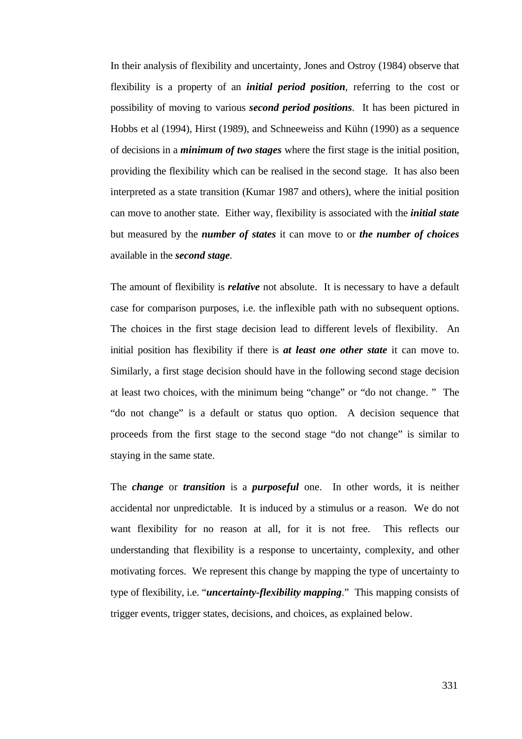In their analysis of flexibility and uncertainty, Jones and Ostroy (1984) observe that flexibility is a property of an ***initial period position***, referring to the cost or possibility of moving to various ***second period positions***. It has been pictured in Hobbs et al (1994), Hirst (1989), and Schneeweiss and Kühn (1990) as a sequence of decisions in a ***minimum of two stages*** where the first stage is the initial position, providing the flexibility which can be realised in the second stage. It has also been interpreted as a state transition (Kumar 1987 and others), where the initial position can move to another state. Either way, flexibility is associated with the ***initial state*** but measured by the ***number of states*** it can move to or ***the number of choices*** available in the ***second stage***.

The amount of flexibility is ***relative*** not absolute. It is necessary to have a default case for comparison purposes, i.e. the inflexible path with no subsequent options. The choices in the first stage decision lead to different levels of flexibility. An initial position has flexibility if there is ***at least one other state*** it can move to. Similarly, a first stage decision should have in the following second stage decision at least two choices, with the minimum being "change" or "do not change. " The "do not change" is a default or status quo option. A decision sequence that proceeds from the first stage to the second stage "do not change" is similar to staying in the same state.

The ***change*** or ***transition*** is a ***purposeful*** one. In other words, it is neither accidental nor unpredictable. It is induced by a stimulus or a reason. We do not want flexibility for no reason at all, for it is not free. This reflects our understanding that flexibility is a response to uncertainty, complexity, and other motivating forces. We represent this change by mapping the type of uncertainty to type of flexibility, i.e. "***uncertainty-flexibility mapping***." This mapping consists of trigger events, trigger states, decisions, and choices, as explained below.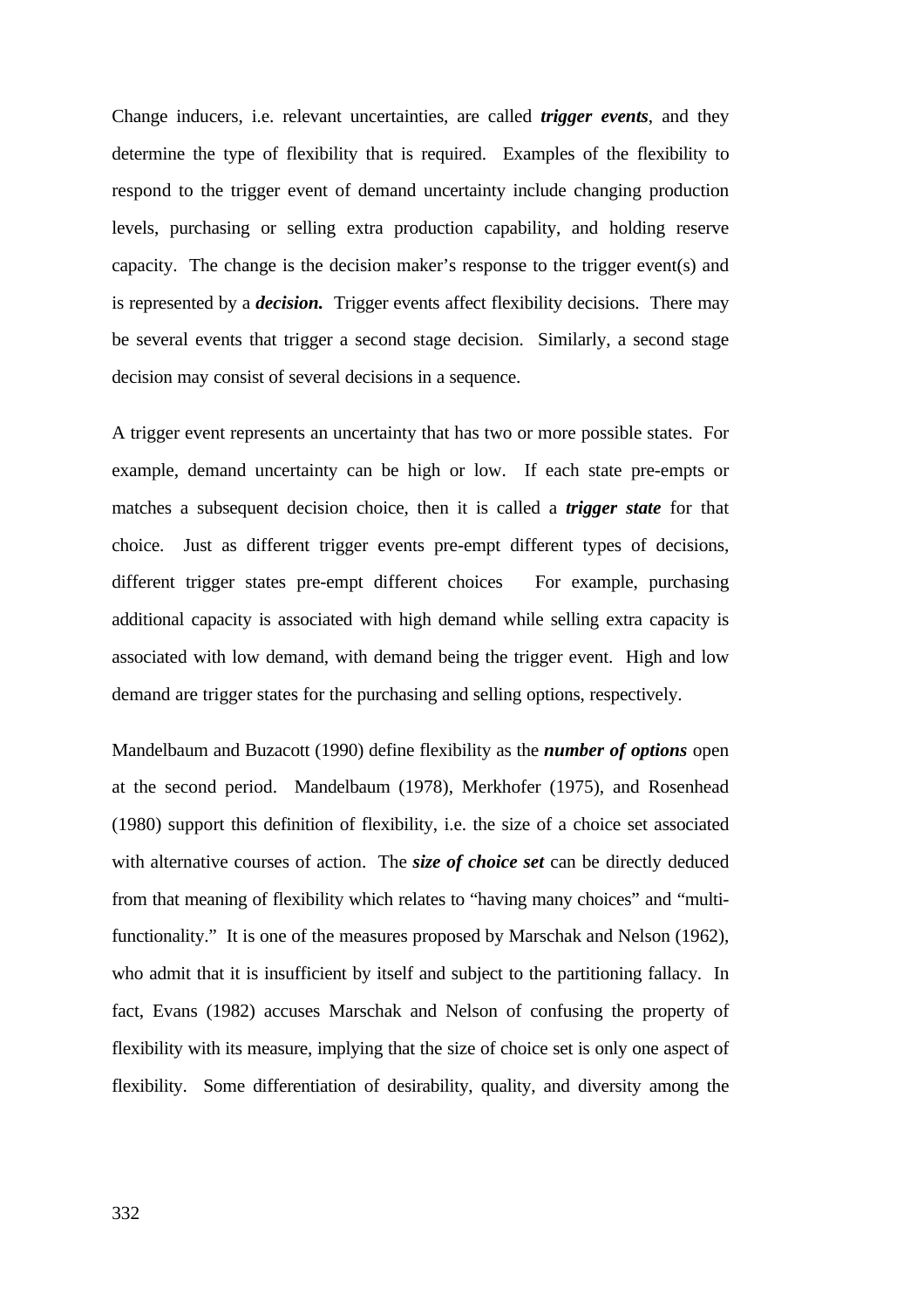Change inducers, i.e. relevant uncertainties, are called ***trigger events***, and they determine the type of flexibility that is required. Examples of the flexibility to respond to the trigger event of demand uncertainty include changing production levels, purchasing or selling extra production capability, and holding reserve capacity. The change is the decision maker's response to the trigger event(s) and is represented by a ***decision.*** Trigger events affect flexibility decisions. There may be several events that trigger a second stage decision. Similarly, a second stage decision may consist of several decisions in a sequence.

A trigger event represents an uncertainty that has two or more possible states. For example, demand uncertainty can be high or low. If each state pre-empts or matches a subsequent decision choice, then it is called a ***trigger state*** for that choice. Just as different trigger events pre-empt different types of decisions, different trigger states pre-empt different choices For example, purchasing additional capacity is associated with high demand while selling extra capacity is associated with low demand, with demand being the trigger event. High and low demand are trigger states for the purchasing and selling options, respectively.

Mandelbaum and Buzacott (1990) define flexibility as the ***number of options*** open at the second period. Mandelbaum (1978), Merkhofer (1975), and Rosenhead (1980) support this definition of flexibility, i.e. the size of a choice set associated with alternative courses of action. The ***size of choice set*** can be directly deduced from that meaning of flexibility which relates to "having many choices" and "multi-functionality." It is one of the measures proposed by Marschak and Nelson (1962), who admit that it is insufficient by itself and subject to the partitioning fallacy. In fact, Evans (1982) accuses Marschak and Nelson of confusing the property of flexibility with its measure, implying that the size of choice set is only one aspect of flexibility. Some differentiation of desirability, quality, and diversity among the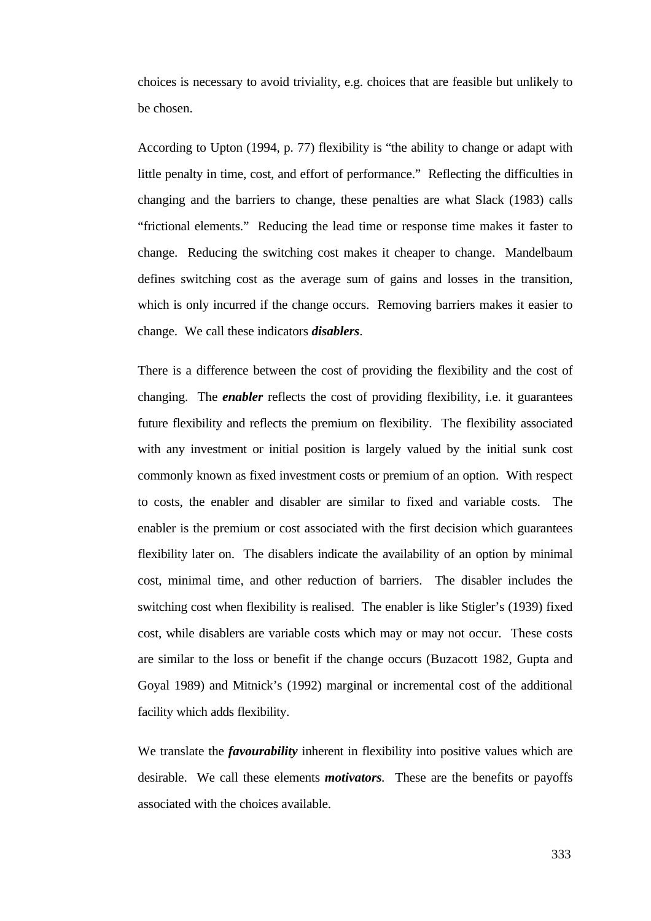choices is necessary to avoid triviality, e.g. choices that are feasible but unlikely to be chosen.

According to Upton (1994, p. 77) flexibility is "the ability to change or adapt with little penalty in time, cost, and effort of performance." Reflecting the difficulties in changing and the barriers to change, these penalties are what Slack (1983) calls "frictional elements." Reducing the lead time or response time makes it faster to change. Reducing the switching cost makes it cheaper to change. Mandelbaum defines switching cost as the average sum of gains and losses in the transition, which is only incurred if the change occurs. Removing barriers makes it easier to change. We call these indicators ***disablers***.

There is a difference between the cost of providing the flexibility and the cost of changing. The ***enabler*** reflects the cost of providing flexibility, i.e. it guarantees future flexibility and reflects the premium on flexibility. The flexibility associated with any investment or initial position is largely valued by the initial sunk cost commonly known as fixed investment costs or premium of an option. With respect to costs, the enabler and disabler are similar to fixed and variable costs. The enabler is the premium or cost associated with the first decision which guarantees flexibility later on. The disablers indicate the availability of an option by minimal cost, minimal time, and other reduction of barriers. The disabler includes the switching cost when flexibility is realised. The enabler is like Stigler's (1939) fixed cost, while disablers are variable costs which may or may not occur. These costs are similar to the loss or benefit if the change occurs (Buzacott 1982, Gupta and Goyal 1989) and Mitnick's (1992) marginal or incremental cost of the additional facility which adds flexibility.

We translate the ***favourability*** inherent in flexibility into positive values which are desirable. We call these elements ***motivators***. These are the benefits or payoffs associated with the choices available.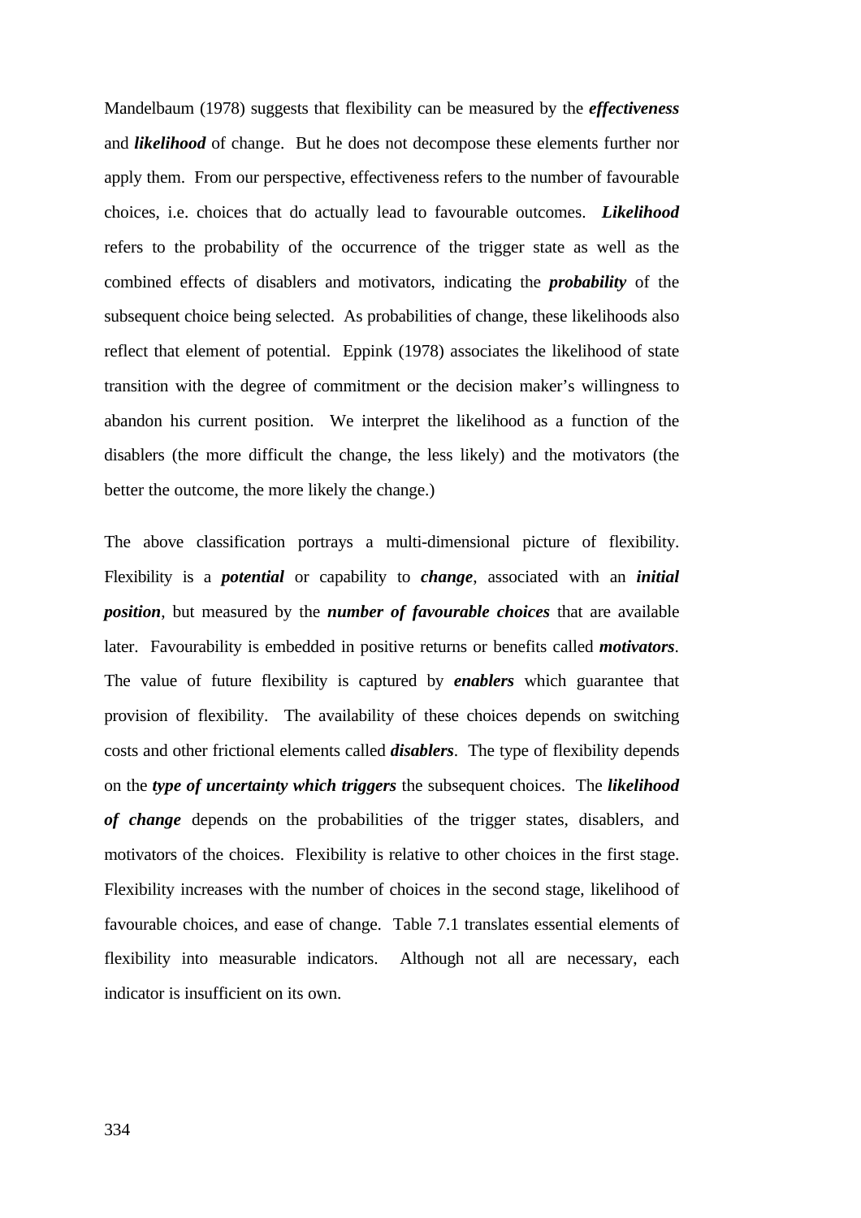Mandelbaum (1978) suggests that flexibility can be measured by the ***effectiveness*** and ***likelihood*** of change. But he does not decompose these elements further nor apply them. From our perspective, effectiveness refers to the number of favourable choices, i.e. choices that do actually lead to favourable outcomes. ***Likelihood*** refers to the probability of the occurrence of the trigger state as well as the combined effects of disablers and motivators, indicating the ***probability*** of the subsequent choice being selected. As probabilities of change, these likelihoods also reflect that element of potential. Eppink (1978) associates the likelihood of state transition with the degree of commitment or the decision maker's willingness to abandon his current position. We interpret the likelihood as a function of the disablers (the more difficult the change, the less likely) and the motivators (the better the outcome, the more likely the change.)

The above classification portrays a multi-dimensional picture of flexibility. Flexibility is a ***potential*** or capability to ***change***, associated with an ***initial position***, but measured by the ***number of favourable choices*** that are available later. Favourability is embedded in positive returns or benefits called ***motivators***. The value of future flexibility is captured by ***enablers*** which guarantee that provision of flexibility. The availability of these choices depends on switching costs and other frictional elements called ***disablers***. The type of flexibility depends on the ***type of uncertainty which triggers*** the subsequent choices. The ***likelihood of change*** depends on the probabilities of the trigger states, disablers, and motivators of the choices. Flexibility is relative to other choices in the first stage. Flexibility increases with the number of choices in the second stage, likelihood of favourable choices, and ease of change. Table 7.1 translates essential elements of flexibility into measurable indicators. Although not all are necessary, each indicator is insufficient on its own.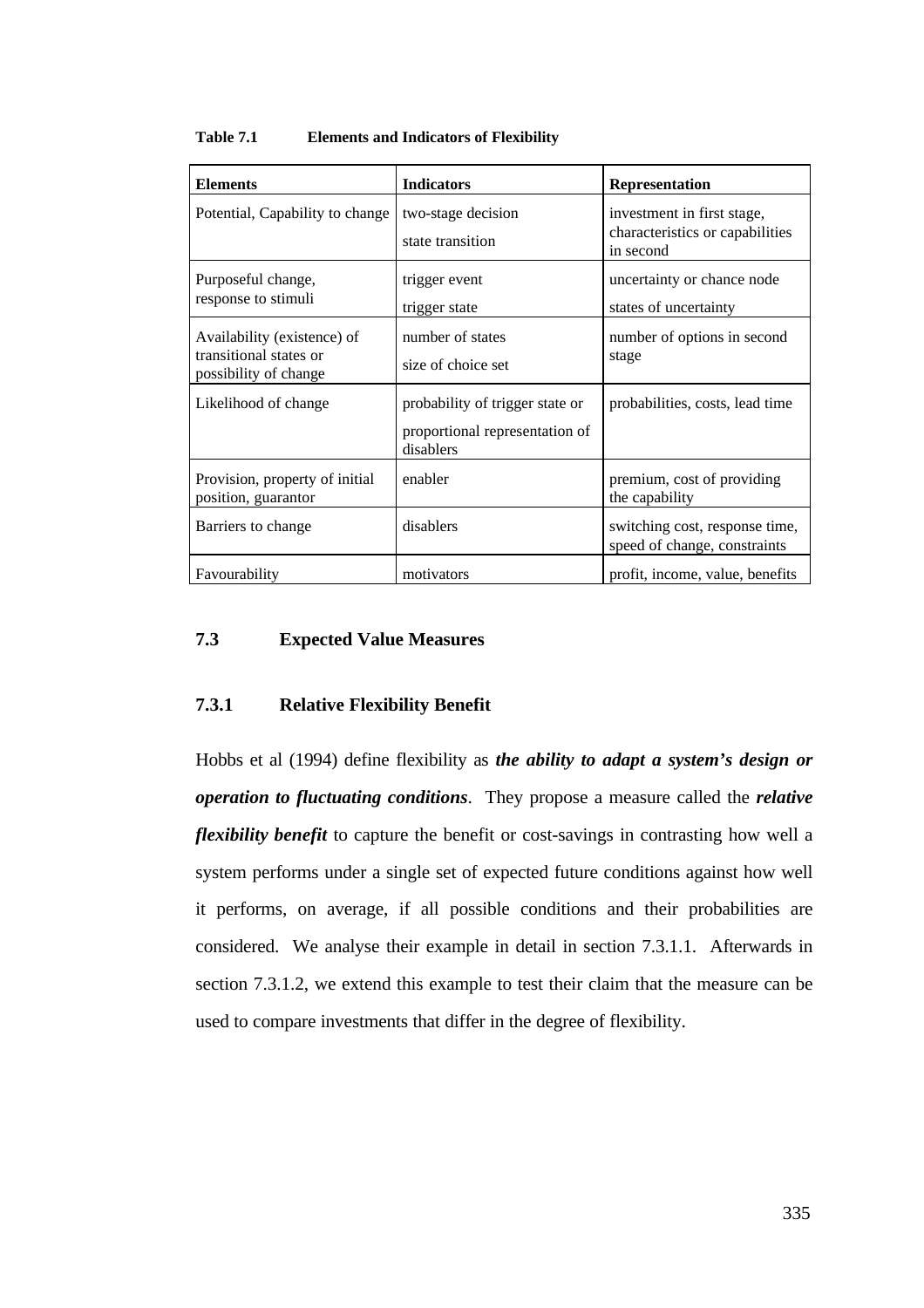**Table 7.1 Elements and Indicators of Flexibility**

| Elements | Indicators | Representation |
|---|---|---|
| Potential, Capability to change | two-stage decision<br>state transition | investment in first stage, characteristics or capabilities in second |
| Purposeful change, response to stimuli | trigger event<br>trigger state | uncertainty or chance node<br>states of uncertainty |
| Availability (existence) of transitional states or possibility of change | number of states<br>size of choice set | number of options in second stage |
| Likelihood of change | probability of trigger state or<br>proportional representation of disablers | probabilities, costs, lead time |
| Provision, property of initial position, guarantor | enabler | premium, cost of providing the capability |
| Barriers to change | disablers | switching cost, response time, speed of change, constraints |
| Favourability | motivators | profit, income, value, benefits |

## 7.3 Expected Value Measures

### 7.3.1 Relative Flexibility Benefit

Hobbs et al (1994) define flexibility as ***the ability to adapt a system's design or operation to fluctuating conditions***. They propose a measure called the ***relative flexibility benefit*** to capture the benefit or cost-savings in contrasting how well a system performs under a single set of expected future conditions against how well it performs, on average, if all possible conditions and their probabilities are considered. We analyse their example in detail in section 7.3.1.1. Afterwards in section 7.3.1.2, we extend this example to test their claim that the measure can be used to compare investments that differ in the degree of flexibility.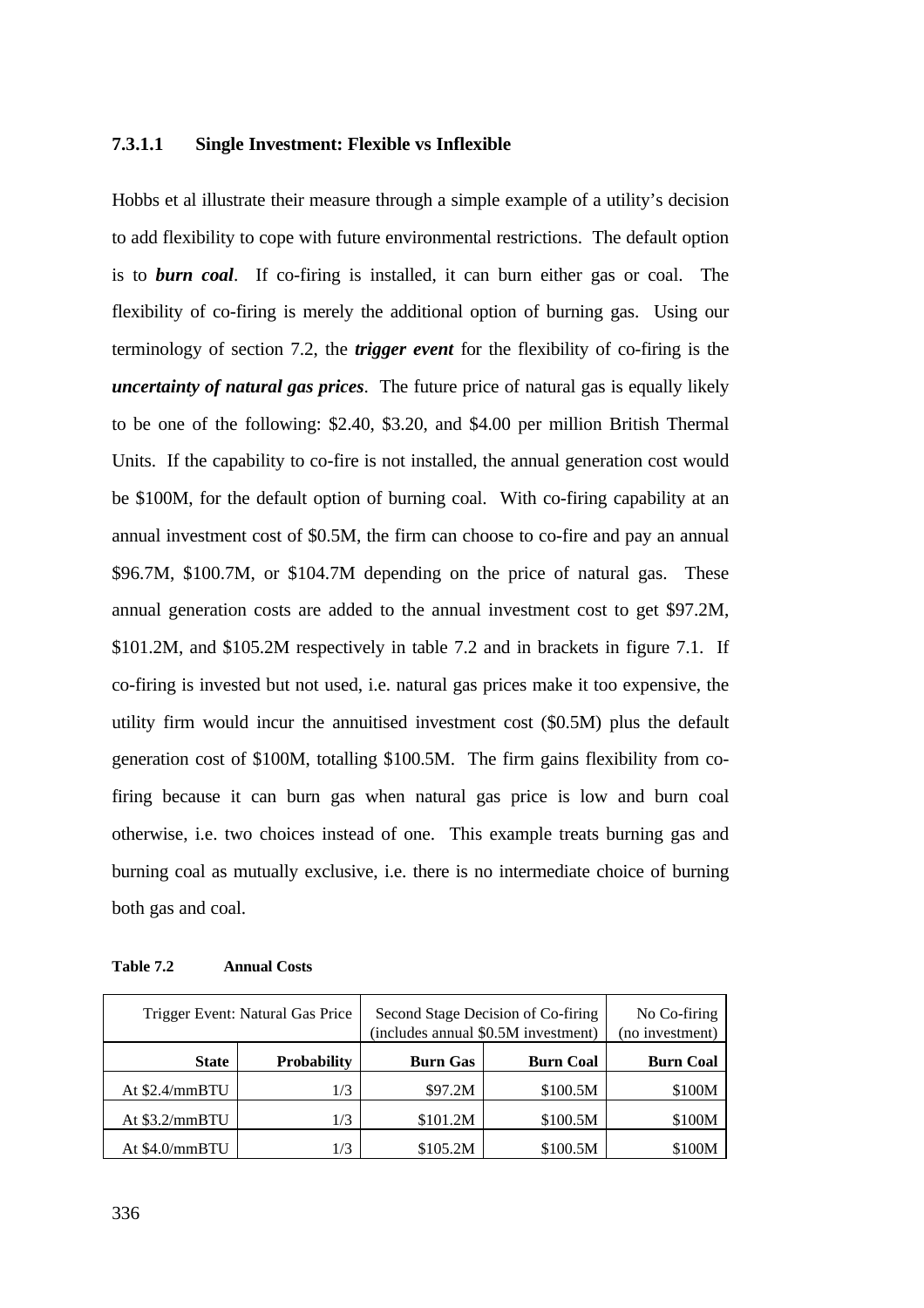#### 7.3.1.1 Single Investment: Flexible vs Inflexible

Hobbs et al illustrate their measure through a simple example of a utility's decision to add flexibility to cope with future environmental restrictions. The default option is to ***burn coal***. If co-firing is installed, it can burn either gas or coal. The flexibility of co-firing is merely the additional option of burning gas. Using our terminology of section 7.2, the ***trigger event*** for the flexibility of co-firing is the ***uncertainty of natural gas prices***. The future price of natural gas is equally likely to be one of the following: $2.40, $3.20, and $4.00 per million British Thermal Units. If the capability to co-fire is not installed, the annual generation cost would be $100M, for the default option of burning coal. With co-firing capability at an annual investment cost of $0.5M, the firm can choose to co-fire and pay an annual $96.7M, $100.7M, or $104.7M depending on the price of natural gas. These annual generation costs are added to the annual investment cost to get $97.2M, $101.2M, and $105.2M respectively in table 7.2 and in brackets in figure 7.1. If co-firing is invested but not used, i.e. natural gas prices make it too expensive, the utility firm would incur the annuitised investment cost ($0.5M) plus the default generation cost of $100M, totalling $100.5M. The firm gains flexibility from co-firing because it can burn gas when natural gas price is low and burn coal otherwise, i.e. two choices instead of one. This example treats burning gas and burning coal as mutually exclusive, i.e. there is no intermediate choice of burning both gas and coal.

**Table 7.2 Annual Costs**

| Trigger Event: Natural Gas Price | | Second Stage Decision of Co-firing (includes annual $0.5M investment) | | No Co-firing (no investment) |
|---|---|---|---|---|
| **State** | **Probability** | **Burn Gas** | **Burn Coal** | **Burn Coal** |
| At $2.4/mmBTU | 1/3 | $97.2M | $100.5M | $100M |
| At $3.2/mmBTU | 1/3 | $101.2M | $100.5M | $100M |
| At $4.0/mmBTU | 1/3 | $105.2M | $100.5M | $100M |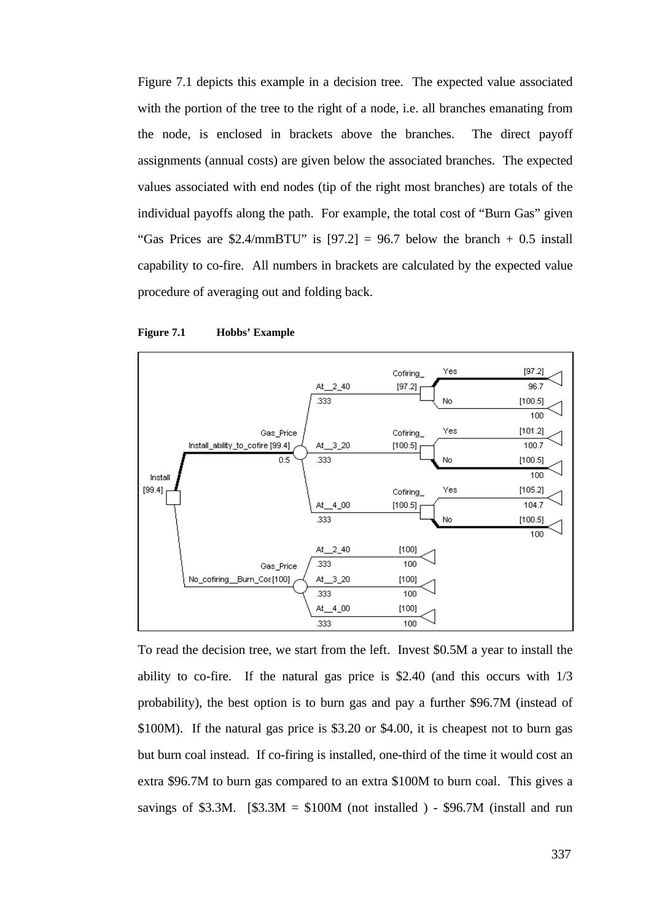Figure 7.1 depicts this example in a decision tree. The expected value associated with the portion of the tree to the right of a node, i.e. all branches emanating from the node, is enclosed in brackets above the branches. The direct payoff assignments (annual costs) are given below the associated branches. The expected values associated with end nodes (tip of the right most branches) are totals of the individual payoffs along the path. For example, the total cost of "Burn Gas" given "Gas Prices are $2.4/mmBTU" is [97.2] = 96.7 below the branch + 0.5 install capability to co-fire. All numbers in brackets are calculated by the expected value procedure of averaging out and folding back.

**Figure 7.1 Hobbs' Example**

To read the decision tree, we start from the left. Invest $0.5M a year to install the ability to co-fire. If the natural gas price is $2.40 (and this occurs with 1/3 probability), the best option is to burn gas and pay a further $96.7M (instead of $100M). If the natural gas price is $3.20 or $4.00, it is cheapest not to burn gas but burn coal instead. If co-firing is installed, one-third of the time it would cost an extra $96.7M to burn gas compared to an extra $100M to burn coal. This gives a savings of $3.3M. [$3.3M = $100M (not installed ) - $96.7M (install and run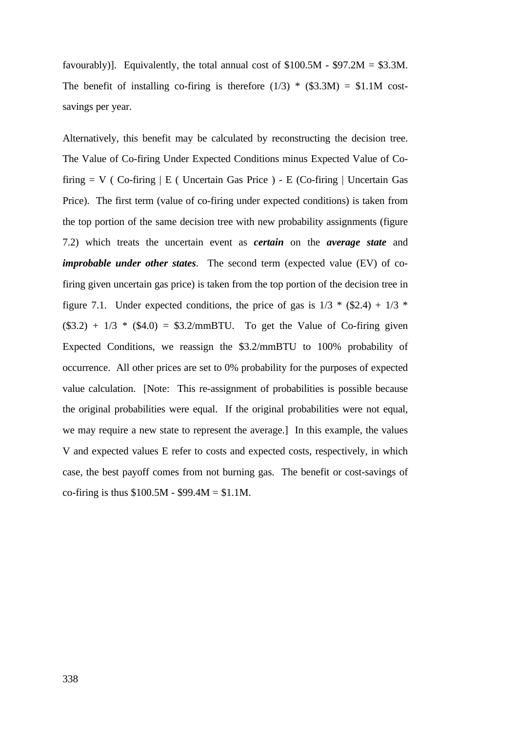favourably)]. Equivalently, the total annual cost of $100.5M - $97.2M = $3.3M. The benefit of installing co-firing is therefore (1/3) * ($3.3M) = $1.1M cost-savings per year.

Alternatively, this benefit may be calculated by reconstructing the decision tree. The Value of Co-firing Under Expected Conditions minus Expected Value of Co-firing = V ( Co-firing | E ( Uncertain Gas Price ) - E (Co-firing | Uncertain Gas Price). The first term (value of co-firing under expected conditions) is taken from the top portion of the same decision tree with new probability assignments (figure 7.2) which treats the uncertain event as ***certain*** on the ***average state*** and ***improbable under other states***. The second term (expected value (EV) of co-firing given uncertain gas price) is taken from the top portion of the decision tree in figure 7.1. Under expected conditions, the price of gas is 1/3 * ($2.4) + 1/3 * ($3.2) + 1/3 * ($4.0) = $3.2/mmBTU. To get the Value of Co-firing given Expected Conditions, we reassign the $3.2/mmBTU to 100% probability of occurrence. All other prices are set to 0% probability for the purposes of expected value calculation. [Note: This re-assignment of probabilities is possible because the original probabilities were equal. If the original probabilities were not equal, we may require a new state to represent the average.] In this example, the values V and expected values E refer to costs and expected costs, respectively, in which case, the best payoff comes from not burning gas. The benefit or cost-savings of co-firing is thus $100.5M - $99.4M = $1.1M.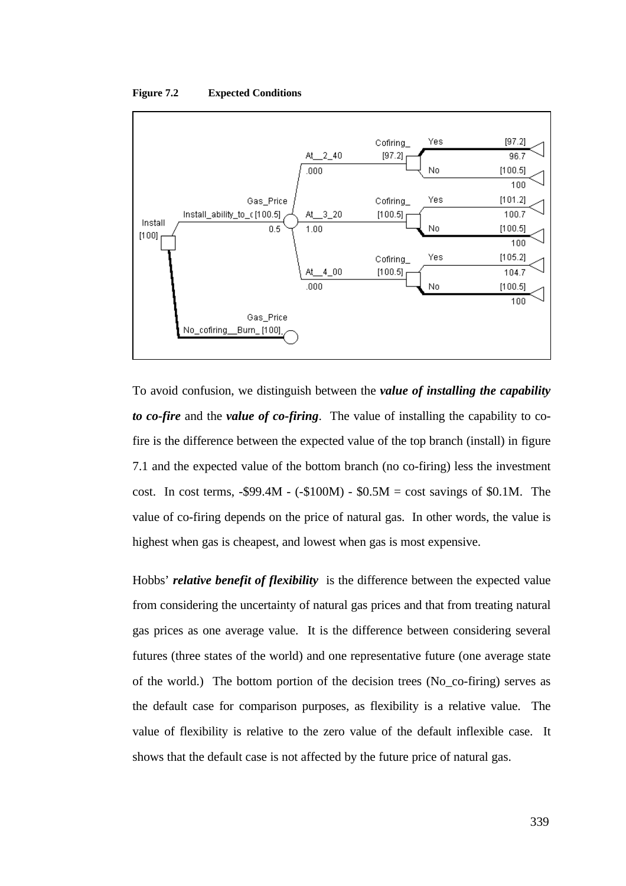**Figure 7.2 Expected Conditions**

To avoid confusion, we distinguish between the ***value of installing the capability to co-fire*** and the ***value of co-firing***. The value of installing the capability to co-fire is the difference between the expected value of the top branch (install) in figure 7.1 and the expected value of the bottom branch (no co-firing) less the investment cost. In cost terms, -\$99.4M - (-\$100M) - \$0.5M = cost savings of \$0.1M. The value of co-firing depends on the price of natural gas. In other words, the value is highest when gas is cheapest, and lowest when gas is most expensive.

Hobbs' ***relative benefit of flexibility*** is the difference between the expected value from considering the uncertainty of natural gas prices and that from treating natural gas prices as one average value. It is the difference between considering several futures (three states of the world) and one representative future (one average state of the world.) The bottom portion of the decision trees (No_co-firing) serves as the default case for comparison purposes, as flexibility is a relative value. The value of flexibility is relative to the zero value of the default inflexible case. It shows that the default case is not affected by the future price of natural gas.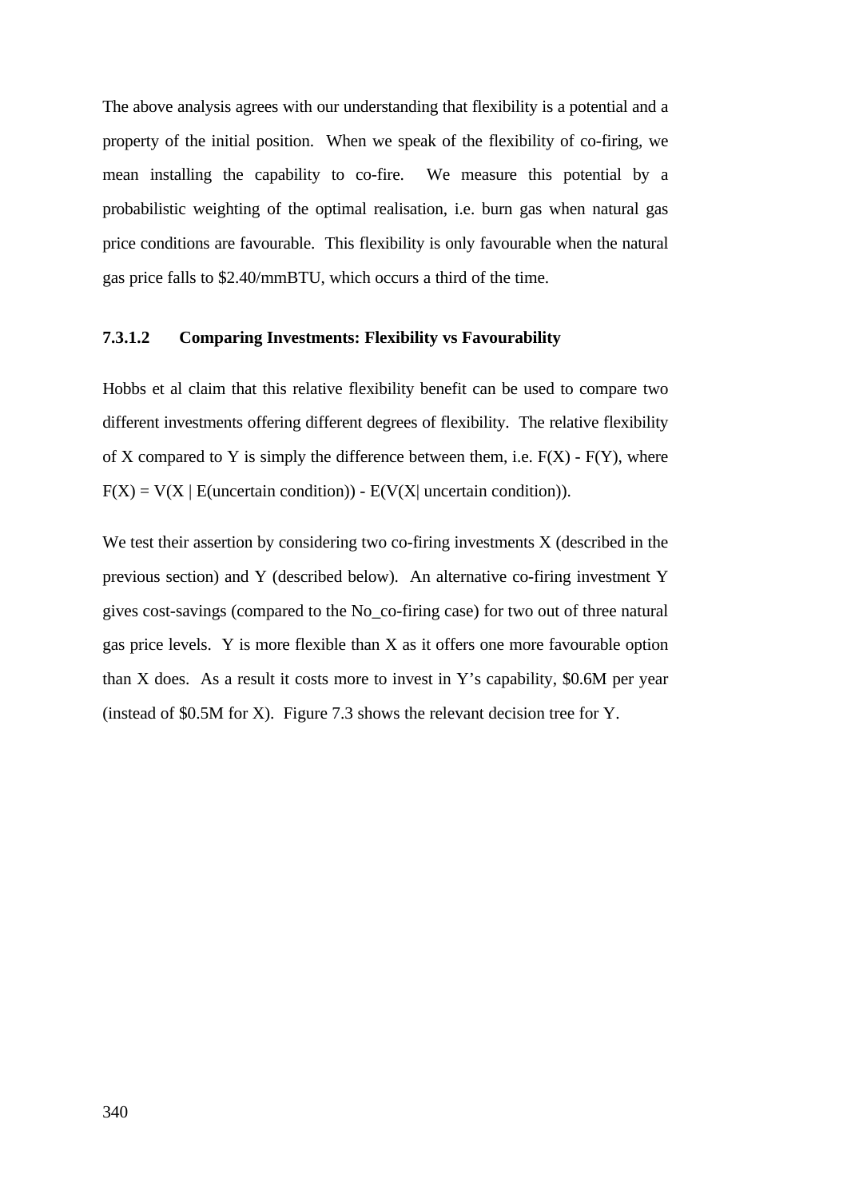The above analysis agrees with our understanding that flexibility is a potential and a property of the initial position. When we speak of the flexibility of co-firing, we mean installing the capability to co-fire. We measure this potential by a probabilistic weighting of the optimal realisation, i.e. burn gas when natural gas price conditions are favourable. This flexibility is only favourable when the natural gas price falls to \$2.40/mmBTU, which occurs a third of the time.

#### 7.3.1.2 Comparing Investments: Flexibility vs Favourability

Hobbs et al claim that this relative flexibility benefit can be used to compare two different investments offering different degrees of flexibility. The relative flexibility of X compared to Y is simply the difference between them, i.e. $F(X) - F(Y)$, where $F(X) = V(X \mid E(\text{uncertain condition})) - E(V(X \mid \text{uncertain condition}))$.

We test their assertion by considering two co-firing investments X (described in the previous section) and Y (described below). An alternative co-firing investment Y gives cost-savings (compared to the No_co-firing case) for two out of three natural gas price levels. Y is more flexible than X as it offers one more favourable option than X does. As a result it costs more to invest in Y's capability, \$0.6M per year (instead of \$0.5M for X). Figure 7.3 shows the relevant decision tree for Y.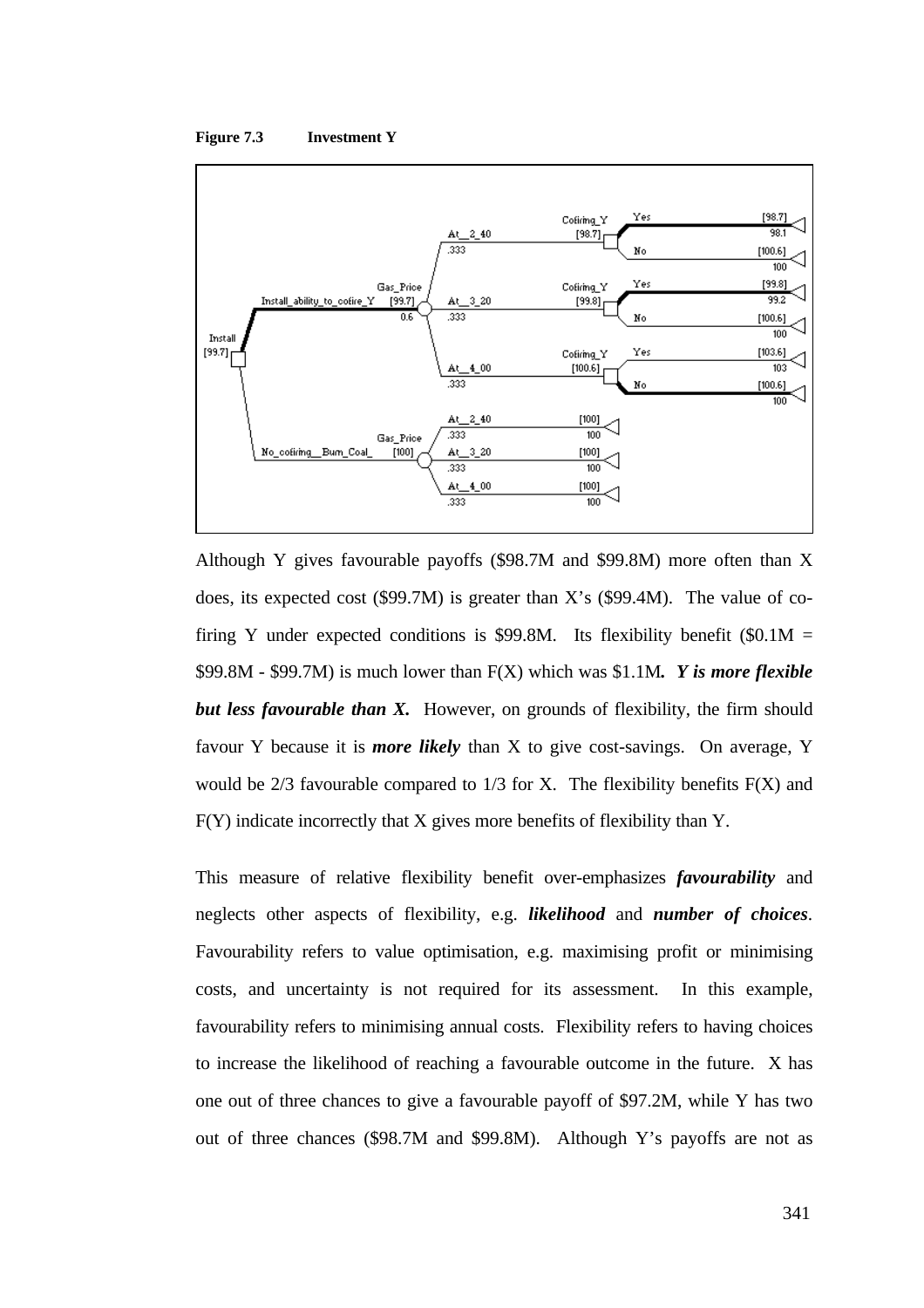**Figure 7.3 Investment Y**

Although Y gives favourable payoffs ($98.7M and $99.8M) more often than X does, its expected cost ($99.7M) is greater than X's ($99.4M). The value of co-firing Y under expected conditions is $99.8M. Its flexibility benefit ($0.1M = $99.8M - $99.7M) is much lower than F(X) which was $1.1M***. Y is more flexible but less favourable than X.*** However, on grounds of flexibility, the firm should favour Y because it is ***more likely*** than X to give cost-savings. On average, Y would be 2/3 favourable compared to 1/3 for X. The flexibility benefits F(X) and F(Y) indicate incorrectly that X gives more benefits of flexibility than Y.

This measure of relative flexibility benefit over-emphasizes ***favourability*** and neglects other aspects of flexibility, e.g. ***likelihood*** and ***number of choices***. Favourability refers to value optimisation, e.g. maximising profit or minimising costs, and uncertainty is not required for its assessment. In this example, favourability refers to minimising annual costs. Flexibility refers to having choices to increase the likelihood of reaching a favourable outcome in the future. X has one out of three chances to give a favourable payoff of $97.2M, while Y has two out of three chances ($98.7M and $99.8M). Although Y's payoffs are not as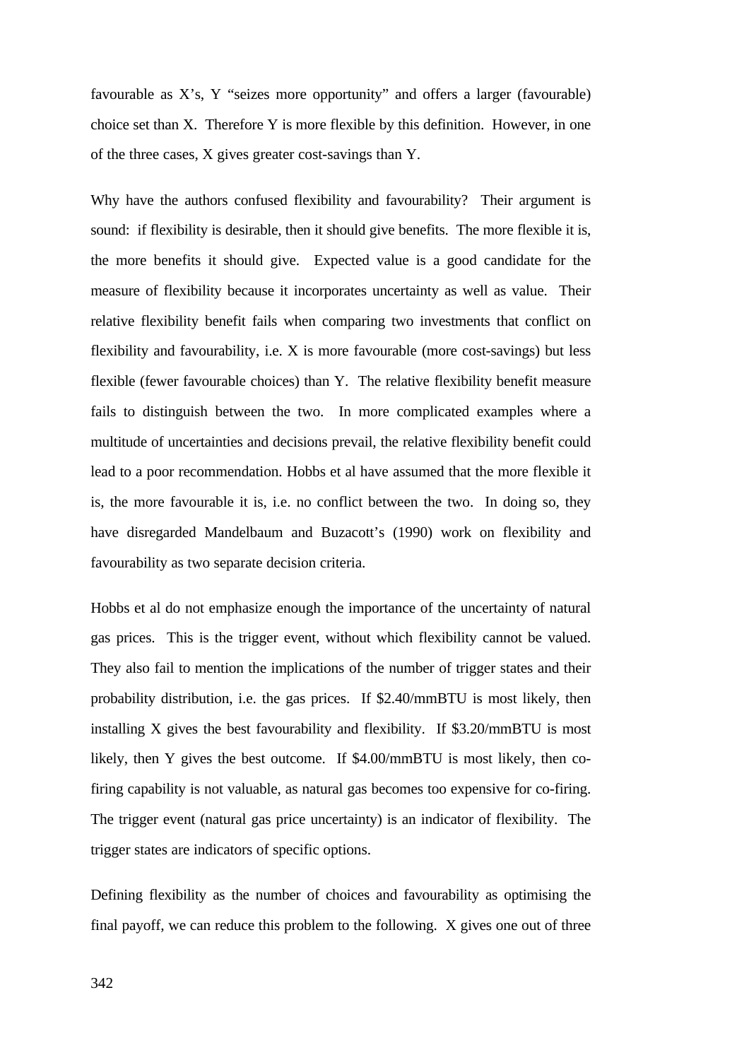favourable as X's, Y "seizes more opportunity" and offers a larger (favourable) choice set than X. Therefore Y is more flexible by this definition. However, in one of the three cases, X gives greater cost-savings than Y.

Why have the authors confused flexibility and favourability? Their argument is sound: if flexibility is desirable, then it should give benefits. The more flexible it is, the more benefits it should give. Expected value is a good candidate for the measure of flexibility because it incorporates uncertainty as well as value. Their relative flexibility benefit fails when comparing two investments that conflict on flexibility and favourability, i.e. X is more favourable (more cost-savings) but less flexible (fewer favourable choices) than Y. The relative flexibility benefit measure fails to distinguish between the two. In more complicated examples where a multitude of uncertainties and decisions prevail, the relative flexibility benefit could lead to a poor recommendation. Hobbs et al have assumed that the more flexible it is, the more favourable it is, i.e. no conflict between the two. In doing so, they have disregarded Mandelbaum and Buzacott's (1990) work on flexibility and favourability as two separate decision criteria.

Hobbs et al do not emphasize enough the importance of the uncertainty of natural gas prices. This is the trigger event, without which flexibility cannot be valued. They also fail to mention the implications of the number of trigger states and their probability distribution, i.e. the gas prices. If \$2.40/mmBTU is most likely, then installing X gives the best favourability and flexibility. If \$3.20/mmBTU is most likely, then Y gives the best outcome. If \$4.00/mmBTU is most likely, then co-firing capability is not valuable, as natural gas becomes too expensive for co-firing. The trigger event (natural gas price uncertainty) is an indicator of flexibility. The trigger states are indicators of specific options.

Defining flexibility as the number of choices and favourability as optimising the final payoff, we can reduce this problem to the following. X gives one out of three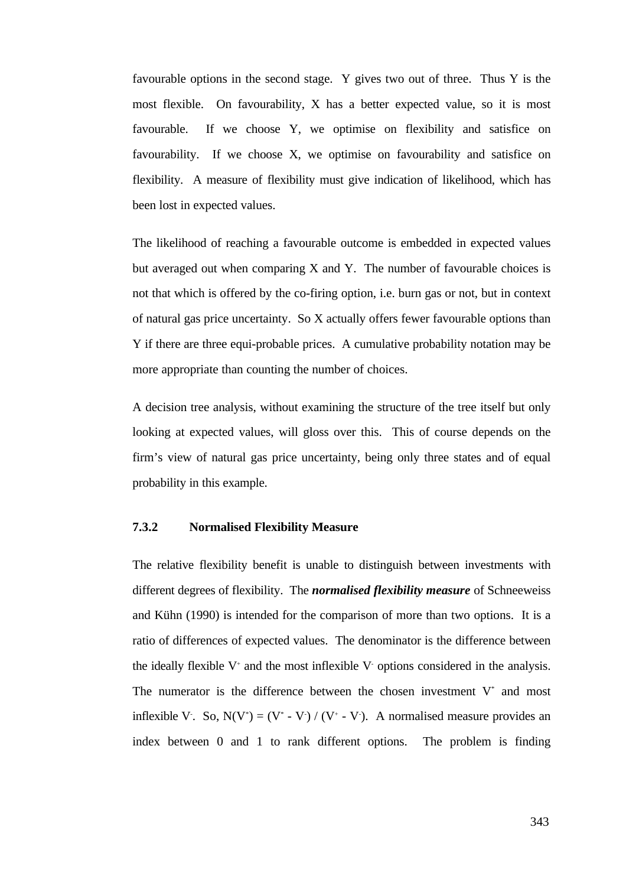favourable options in the second stage. Y gives two out of three. Thus Y is the most flexible. On favourability, X has a better expected value, so it is most favourable. If we choose Y, we optimise on flexibility and satisfice on favourability. If we choose X, we optimise on favourability and satisfice on flexibility. A measure of flexibility must give indication of likelihood, which has been lost in expected values.

The likelihood of reaching a favourable outcome is embedded in expected values but averaged out when comparing X and Y. The number of favourable choices is not that which is offered by the co-firing option, i.e. burn gas or not, but in context of natural gas price uncertainty. So X actually offers fewer favourable options than Y if there are three equi-probable prices. A cumulative probability notation may be more appropriate than counting the number of choices.

A decision tree analysis, without examining the structure of the tree itself but only looking at expected values, will gloss over this. This of course depends on the firm's view of natural gas price uncertainty, being only three states and of equal probability in this example.

### 7.3.2 Normalised Flexibility Measure

The relative flexibility benefit is unable to distinguish between investments with different degrees of flexibility. The ***normalised flexibility measure*** of Schneeweiss and Kühn (1990) is intended for the comparison of more than two options. It is a ratio of differences of expected values. The denominator is the difference between the ideally flexible $V^+$ and the most inflexible $V^-$ options considered in the analysis. The numerator is the difference between the chosen investment $V^*$ and most inflexible $V_-$. So, $N(V^*) = (V^* - V^-) / (V^+ - V^-)$. A normalised measure provides an index between 0 and 1 to rank different options. The problem is finding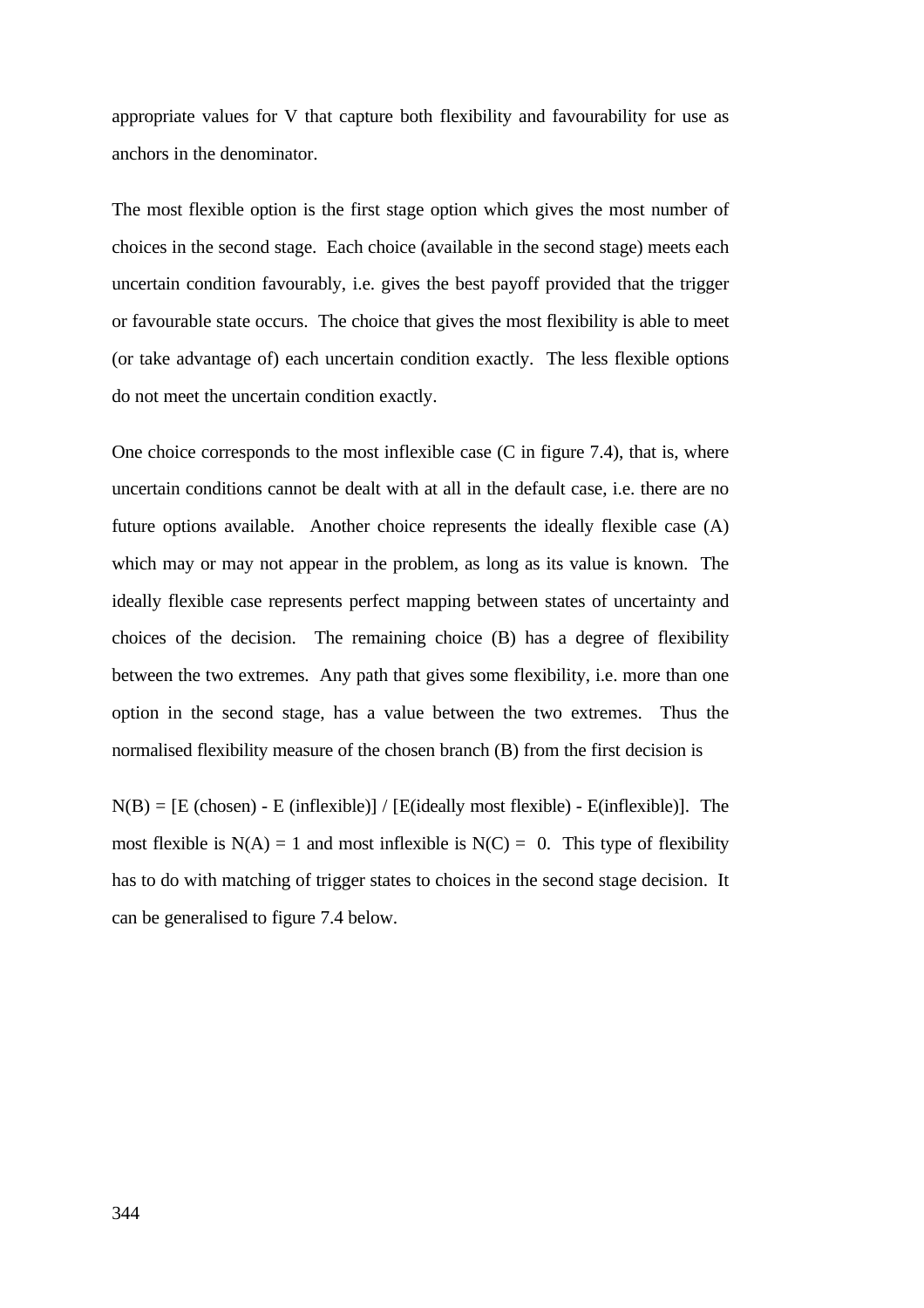appropriate values for V that capture both flexibility and favourability for use as anchors in the denominator.

The most flexible option is the first stage option which gives the most number of choices in the second stage. Each choice (available in the second stage) meets each uncertain condition favourably, i.e. gives the best payoff provided that the trigger or favourable state occurs. The choice that gives the most flexibility is able to meet (or take advantage of) each uncertain condition exactly. The less flexible options do not meet the uncertain condition exactly.

One choice corresponds to the most inflexible case (C in figure 7.4), that is, where uncertain conditions cannot be dealt with at all in the default case, i.e. there are no future options available. Another choice represents the ideally flexible case (A) which may or may not appear in the problem, as long as its value is known. The ideally flexible case represents perfect mapping between states of uncertainty and choices of the decision. The remaining choice (B) has a degree of flexibility between the two extremes. Any path that gives some flexibility, i.e. more than one option in the second stage, has a value between the two extremes. Thus the normalised flexibility measure of the chosen branch (B) from the first decision is

$N(B) = [E(\text{chosen}) - E(\text{inflexible})] / [E(\text{ideally most flexible}) - E(\text{inflexible})]$. The most flexible is $N(A) = 1$ and most inflexible is $N(C) = 0$. This type of flexibility has to do with matching of trigger states to choices in the second stage decision. It can be generalised to figure 7.4 below.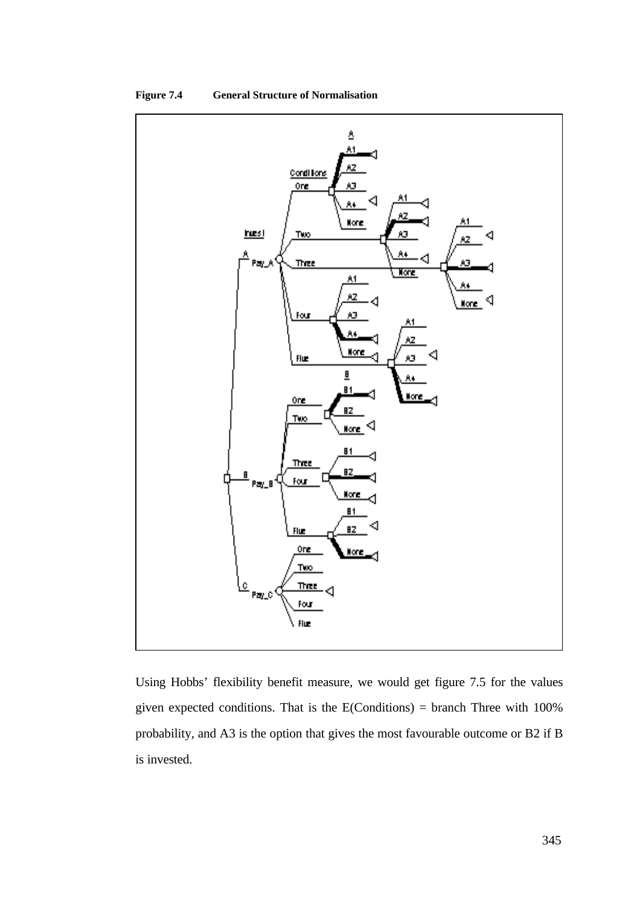**Figure 7.4 General Structure of Normalisation**

Using Hobbs' flexibility benefit measure, we would get figure 7.5 for the values given expected conditions. That is the E(Conditions) = branch Three with 100% probability, and A3 is the option that gives the most favourable outcome or B2 if B is invested.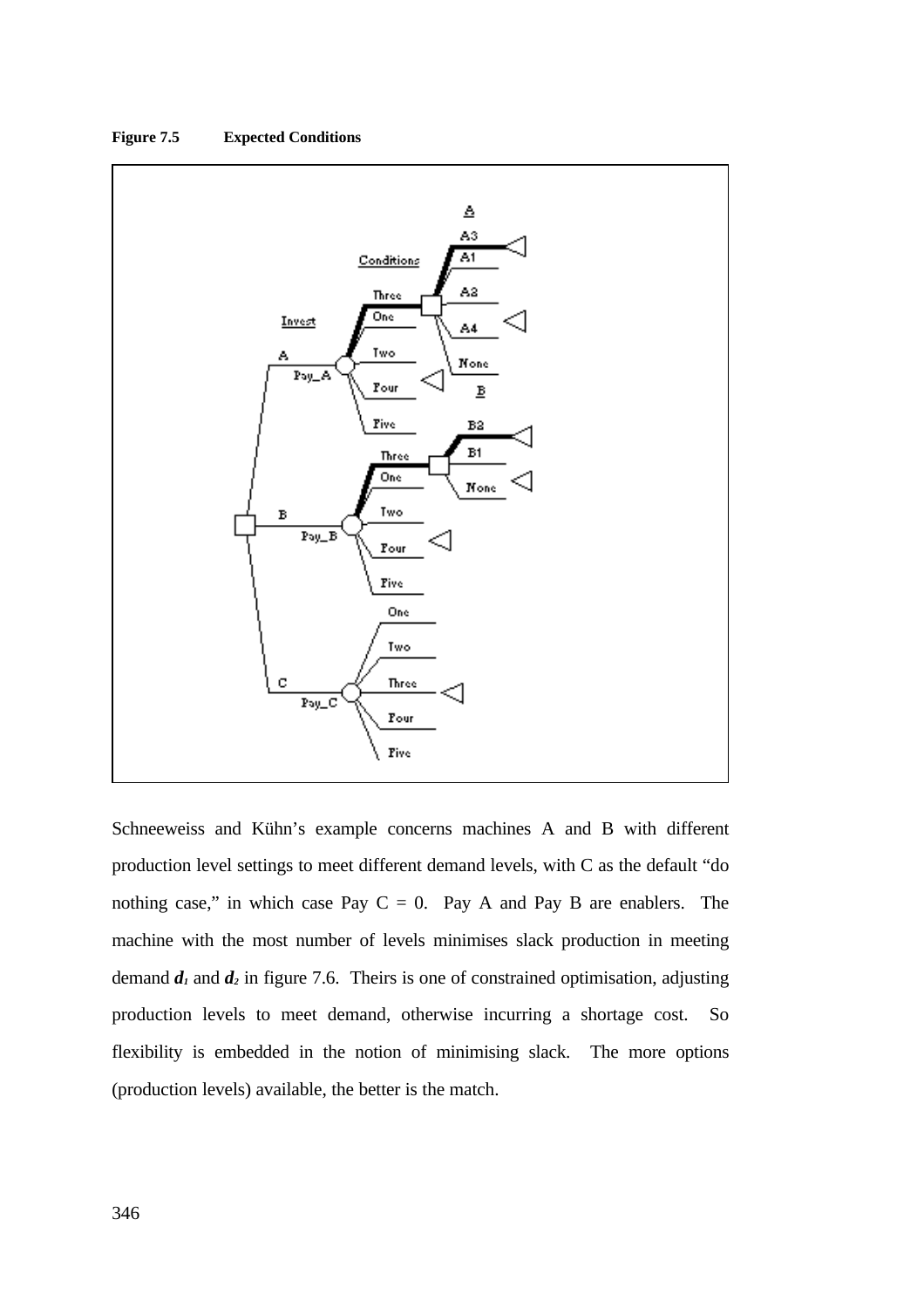**Figure 7.5 Expected Conditions**

Schneeweiss and Kühn's example concerns machines A and B with different production level settings to meet different demand levels, with C as the default "do nothing case," in which case Pay C = 0. Pay A and Pay B are enablers. The machine with the most number of levels minimises slack production in meeting demand $d_1$ and $d_2$ in figure 7.6. Theirs is one of constrained optimisation, adjusting production levels to meet demand, otherwise incurring a shortage cost. So flexibility is embedded in the notion of minimising slack. The more options (production levels) available, the better is the match.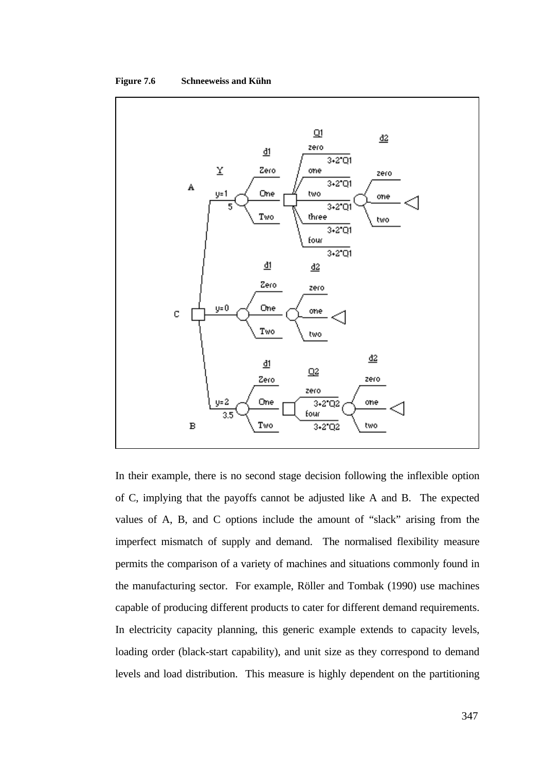**Figure 7.6 Schneeweiss and Kühn**

In their example, there is no second stage decision following the inflexible option of C, implying that the payoffs cannot be adjusted like A and B. The expected values of A, B, and C options include the amount of "slack" arising from the imperfect mismatch of supply and demand. The normalised flexibility measure permits the comparison of a variety of machines and situations commonly found in the manufacturing sector. For example, Röller and Tombak (1990) use machines capable of producing different products to cater for different demand requirements. In electricity capacity planning, this generic example extends to capacity levels, loading order (black-start capability), and unit size as they correspond to demand levels and load distribution. This measure is highly dependent on the partitioning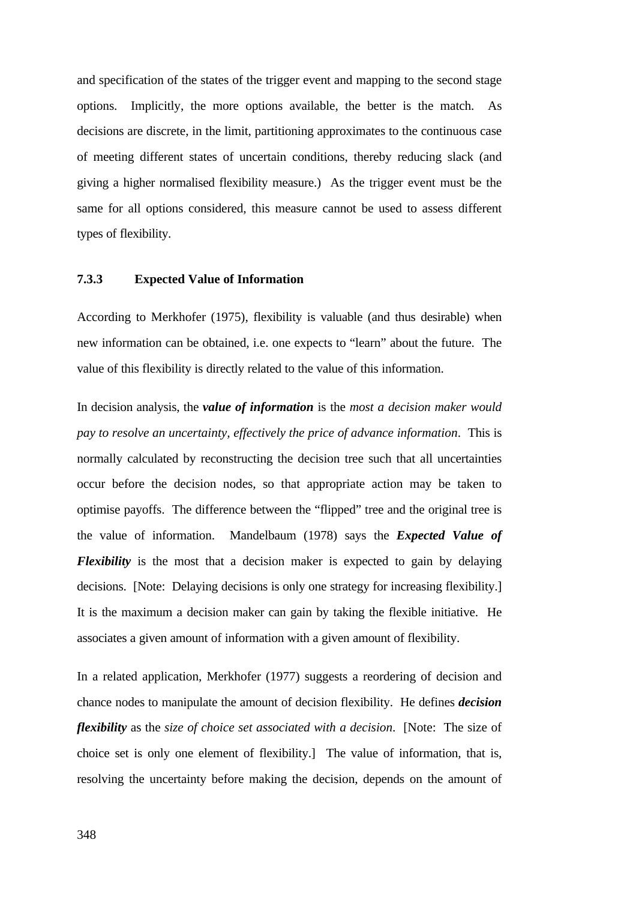and specification of the states of the trigger event and mapping to the second stage options. Implicitly, the more options available, the better is the match. As decisions are discrete, in the limit, partitioning approximates to the continuous case of meeting different states of uncertain conditions, thereby reducing slack (and giving a higher normalised flexibility measure.) As the trigger event must be the same for all options considered, this measure cannot be used to assess different types of flexibility.

### 7.3.3 Expected Value of Information

According to Merkhofer (1975), flexibility is valuable (and thus desirable) when new information can be obtained, i.e. one expects to "learn" about the future. The value of this flexibility is directly related to the value of this information.

In decision analysis, the ***value of information*** is the *most a decision maker would pay to resolve an uncertainty, effectively the price of advance information*. This is normally calculated by reconstructing the decision tree such that all uncertainties occur before the decision nodes, so that appropriate action may be taken to optimise payoffs. The difference between the "flipped" tree and the original tree is the value of information. Mandelbaum (1978) says the ***Expected Value of Flexibility*** is the most that a decision maker is expected to gain by delaying decisions. [Note: Delaying decisions is only one strategy for increasing flexibility.] It is the maximum a decision maker can gain by taking the flexible initiative. He associates a given amount of information with a given amount of flexibility.

In a related application, Merkhofer (1977) suggests a reordering of decision and chance nodes to manipulate the amount of decision flexibility. He defines ***decision flexibility*** as the *size of choice set associated with a decision*. [Note: The size of choice set is only one element of flexibility.] The value of information, that is, resolving the uncertainty before making the decision, depends on the amount of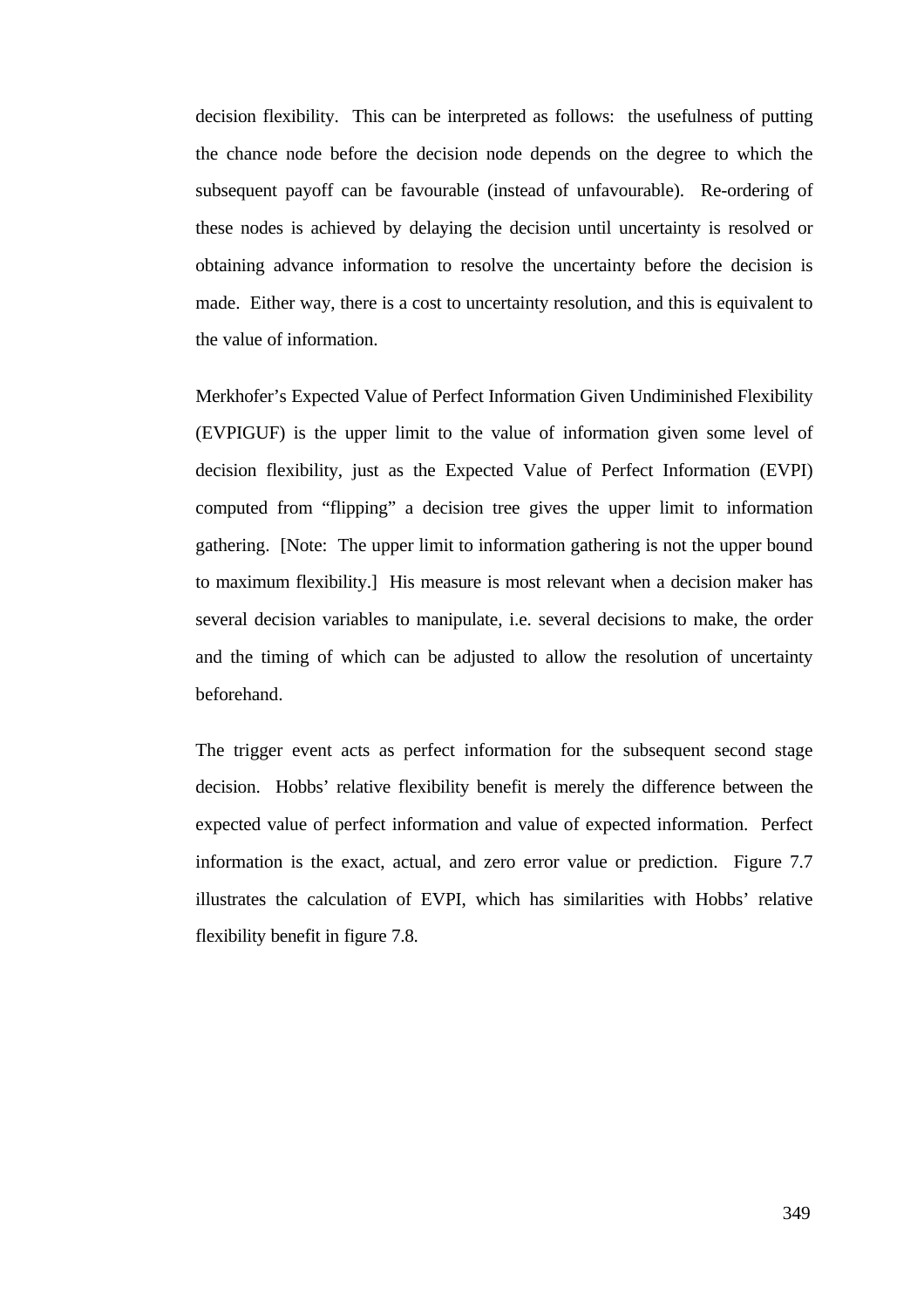decision flexibility. This can be interpreted as follows: the usefulness of putting the chance node before the decision node depends on the degree to which the subsequent payoff can be favourable (instead of unfavourable). Re-ordering of these nodes is achieved by delaying the decision until uncertainty is resolved or obtaining advance information to resolve the uncertainty before the decision is made. Either way, there is a cost to uncertainty resolution, and this is equivalent to the value of information.

Merkhofer's Expected Value of Perfect Information Given Undiminished Flexibility (EVPIGUF) is the upper limit to the value of information given some level of decision flexibility, just as the Expected Value of Perfect Information (EVPI) computed from "flipping" a decision tree gives the upper limit to information gathering. [Note: The upper limit to information gathering is not the upper bound to maximum flexibility.] His measure is most relevant when a decision maker has several decision variables to manipulate, i.e. several decisions to make, the order and the timing of which can be adjusted to allow the resolution of uncertainty beforehand.

The trigger event acts as perfect information for the subsequent second stage decision. Hobbs' relative flexibility benefit is merely the difference between the expected value of perfect information and value of expected information. Perfect information is the exact, actual, and zero error value or prediction. Figure 7.7 illustrates the calculation of EVPI, which has similarities with Hobbs' relative flexibility benefit in figure 7.8.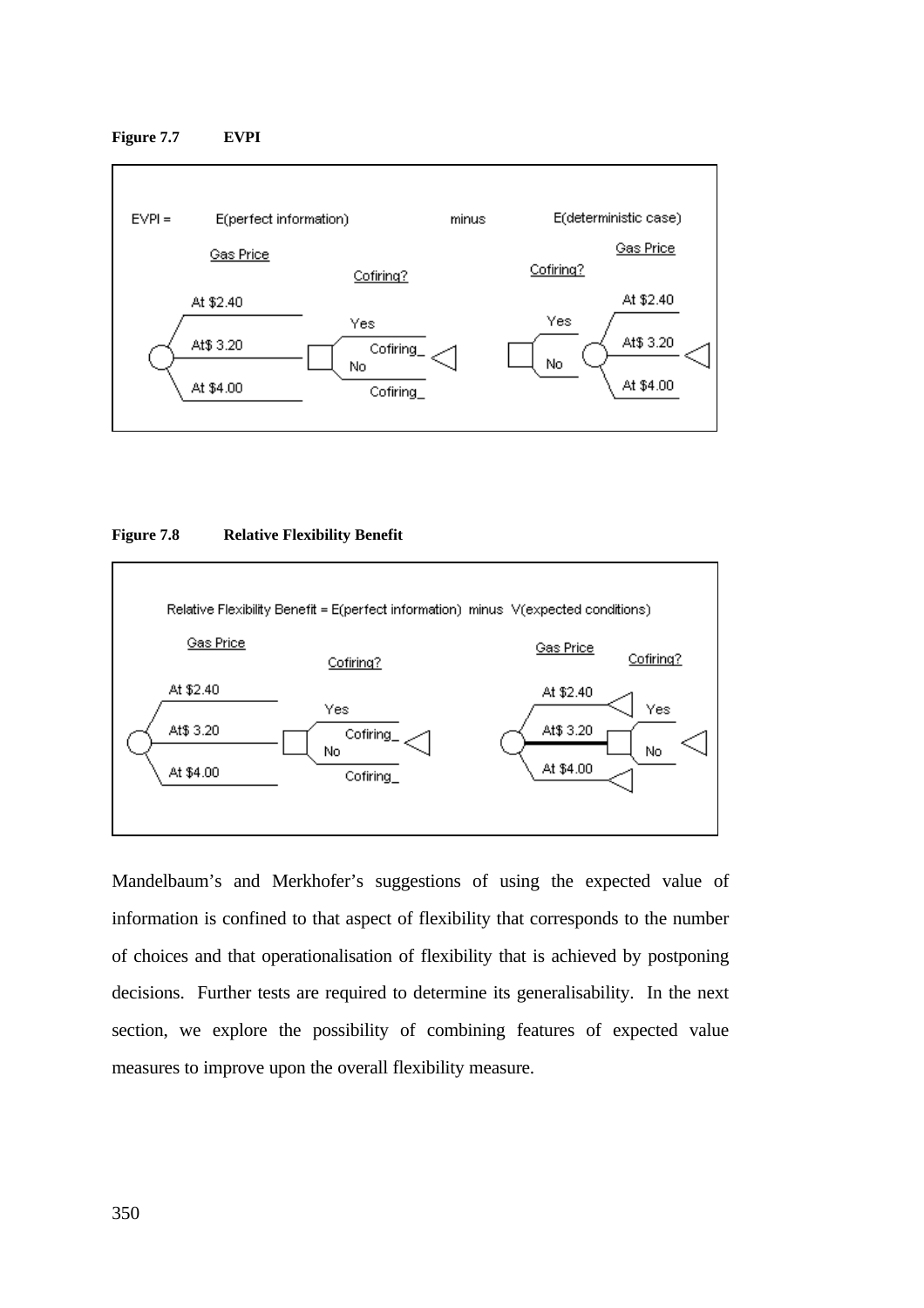**Figure 7.7 EVPI**

EVPI = E(perfect information) minus E(deterministic case)

Gas Price — At $2.40, At$ 3.20, At $4.00 — Cofiring? — Yes Cofiring_, No Cofiring_

Cofiring? — Yes, No — Gas Price — At $2.40, At$ 3.20, At $4.00

**Figure 7.8 Relative Flexibility Benefit**

Relative Flexibility Benefit = E(perfect information) minus V(expected conditions)

Gas Price — At $2.40, At$ 3.20, At $4.00 — Cofiring? — Yes Cofiring_, No Cofiring_

Gas Price — At $2.40, At$ 3.20, At $4.00 — Cofiring? — Yes, No

Mandelbaum's and Merkhofer's suggestions of using the expected value of information is confined to that aspect of flexibility that corresponds to the number of choices and that operationalisation of flexibility that is achieved by postponing decisions. Further tests are required to determine its generalisability. In the next section, we explore the possibility of combining features of expected value measures to improve upon the overall flexibility measure.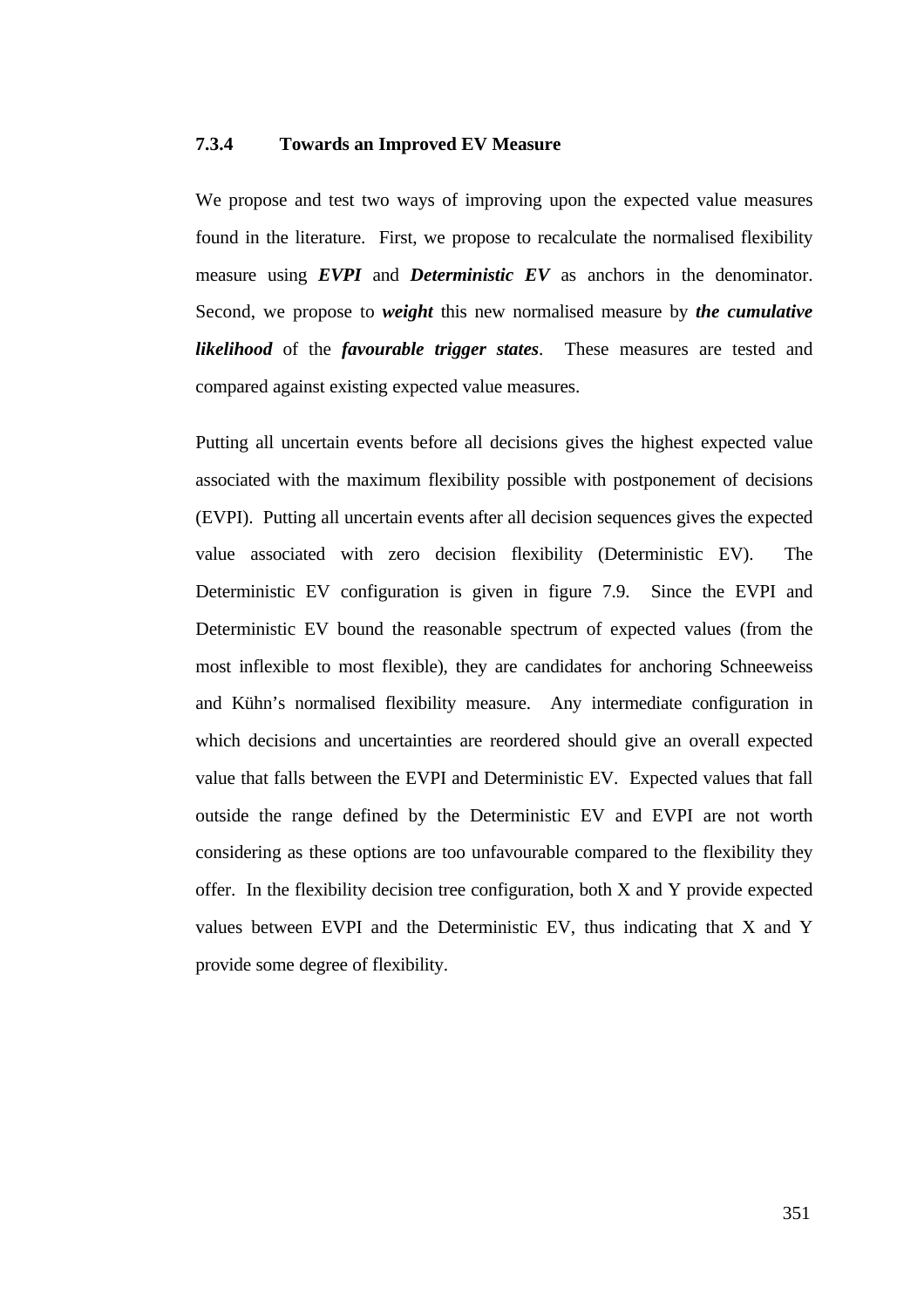### 7.3.4 Towards an Improved EV Measure

We propose and test two ways of improving upon the expected value measures found in the literature. First, we propose to recalculate the normalised flexibility measure using ***EVPI*** and ***Deterministic EV*** as anchors in the denominator. Second, we propose to ***weight*** this new normalised measure by ***the cumulative likelihood*** of the ***favourable trigger states***. These measures are tested and compared against existing expected value measures.

Putting all uncertain events before all decisions gives the highest expected value associated with the maximum flexibility possible with postponement of decisions (EVPI). Putting all uncertain events after all decision sequences gives the expected value associated with zero decision flexibility (Deterministic EV). The Deterministic EV configuration is given in figure 7.9. Since the EVPI and Deterministic EV bound the reasonable spectrum of expected values (from the most inflexible to most flexible), they are candidates for anchoring Schneeweiss and Kühn's normalised flexibility measure. Any intermediate configuration in which decisions and uncertainties are reordered should give an overall expected value that falls between the EVPI and Deterministic EV. Expected values that fall outside the range defined by the Deterministic EV and EVPI are not worth considering as these options are too unfavourable compared to the flexibility they offer. In the flexibility decision tree configuration, both X and Y provide expected values between EVPI and the Deterministic EV, thus indicating that X and Y provide some degree of flexibility.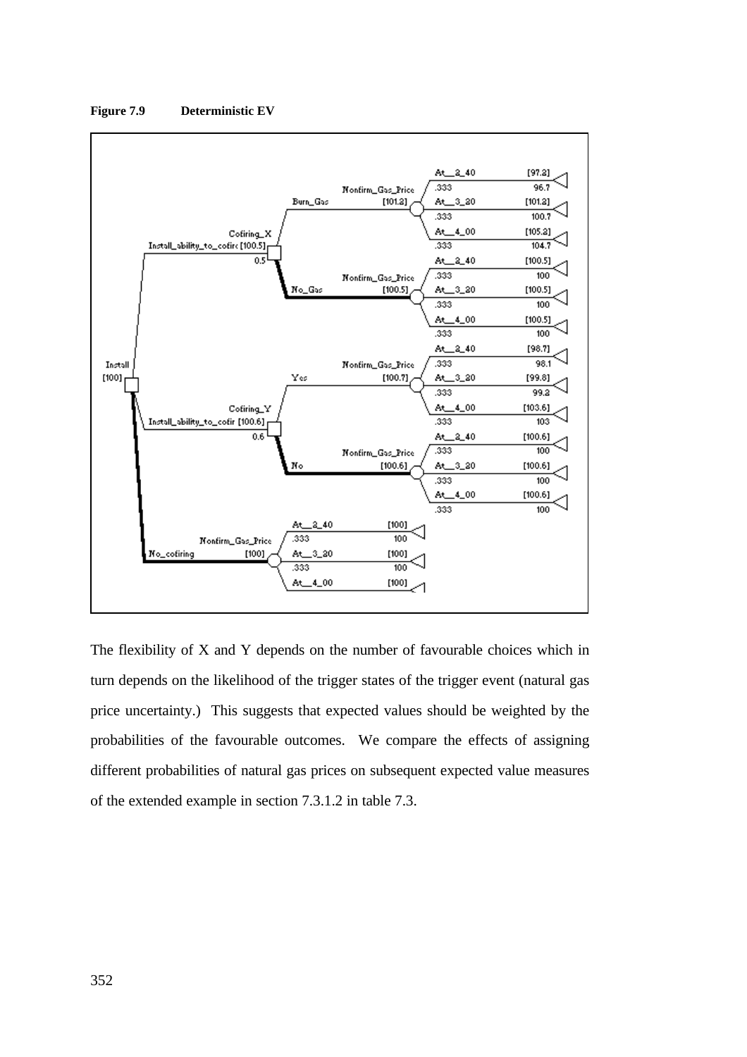**Figure 7.9 Deterministic EV**

The flexibility of X and Y depends on the number of favourable choices which in turn depends on the likelihood of the trigger states of the trigger event (natural gas price uncertainty.) This suggests that expected values should be weighted by the probabilities of the favourable outcomes. We compare the effects of assigning different probabilities of natural gas prices on subsequent expected value measures of the extended example in section 7.3.1.2 in table 7.3.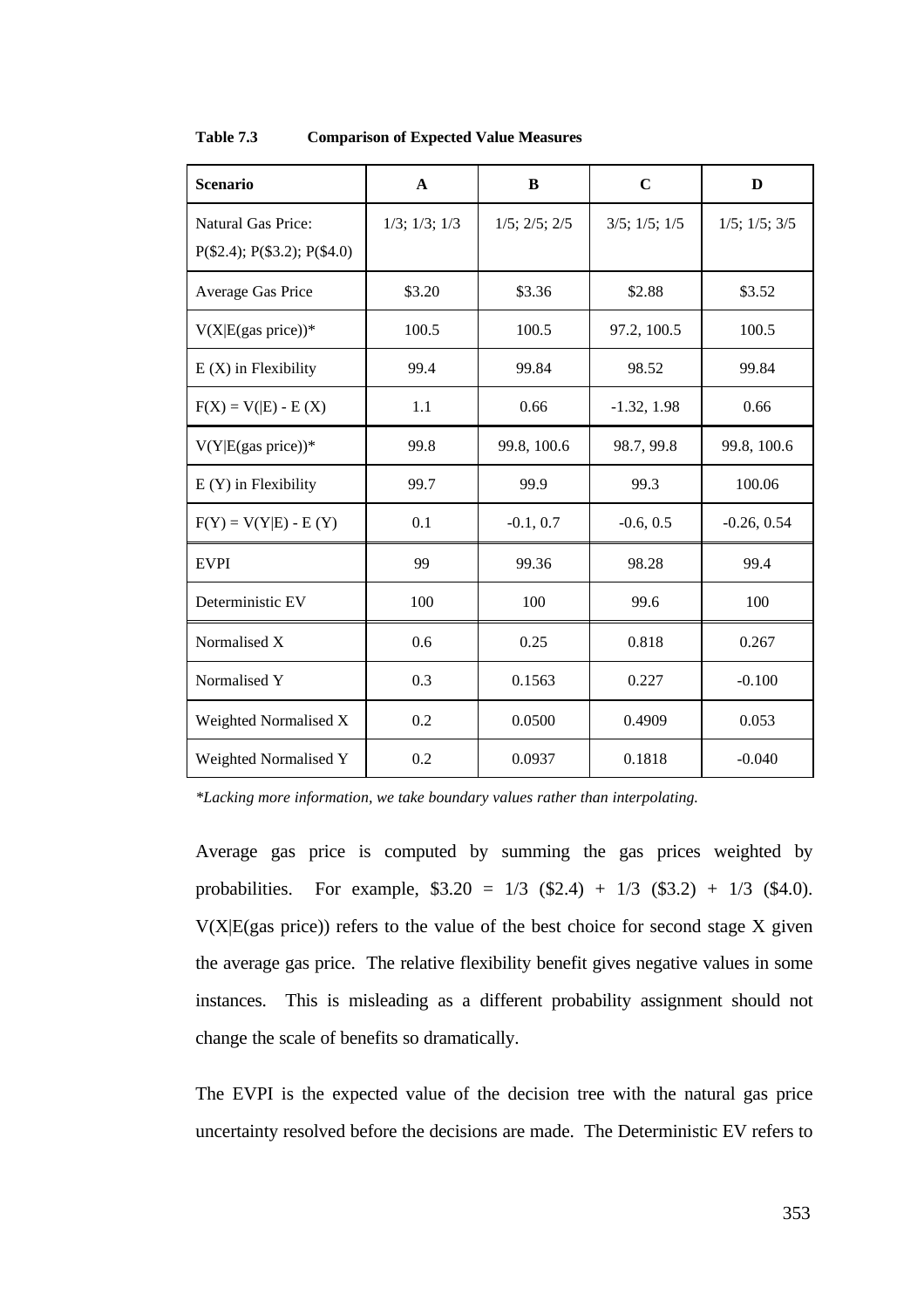**Table 7.3 Comparison of Expected Value Measures**

| Scenario | A | B | C | D |
|---|---|---|---|---|
| Natural Gas Price: P($2.4); P($3.2); P($4.0) | 1/3; 1/3; 1/3 | 1/5; 2/5; 2/5 | 3/5; 1/5; 1/5 | 1/5; 1/5; 3/5 |
| Average Gas Price | $3.20 | $3.36 | $2.88 | $3.52 |
| V(X\|E(gas price))* | 100.5 | 100.5 | 97.2, 100.5 | 100.5 |
| E (X) in Flexibility | 99.4 | 99.84 | 98.52 | 99.84 |
| F(X) = V(\|E) - E (X) | 1.1 | 0.66 | -1.32, 1.98 | 0.66 |
| V(Y\|E(gas price))* | 99.8 | 99.8, 100.6 | 98.7, 99.8 | 99.8, 100.6 |
| E (Y) in Flexibility | 99.7 | 99.9 | 99.3 | 100.06 |
| F(Y) = V(Y\|E) - E (Y) | 0.1 | -0.1, 0.7 | -0.6, 0.5 | -0.26, 0.54 |
| EVPI | 99 | 99.36 | 98.28 | 99.4 |
| Deterministic EV | 100 | 100 | 99.6 | 100 |
| Normalised X | 0.6 | 0.25 | 0.818 | 0.267 |
| Normalised Y | 0.3 | 0.1563 | 0.227 | -0.100 |
| Weighted Normalised X | 0.2 | 0.0500 | 0.4909 | 0.053 |
| Weighted Normalised Y | 0.2 | 0.0937 | 0.1818 | -0.040 |

*\*Lacking more information, we take boundary values rather than interpolating.*

Average gas price is computed by summing the gas prices weighted by probabilities. For example, $3.20 = 1/3 ($2.4) + 1/3 ($3.2) + 1/3 ($4.0). V(X|E(gas price)) refers to the value of the best choice for second stage X given the average gas price. The relative flexibility benefit gives negative values in some instances. This is misleading as a different probability assignment should not change the scale of benefits so dramatically.

The EVPI is the expected value of the decision tree with the natural gas price uncertainty resolved before the decisions are made. The Deterministic EV refers to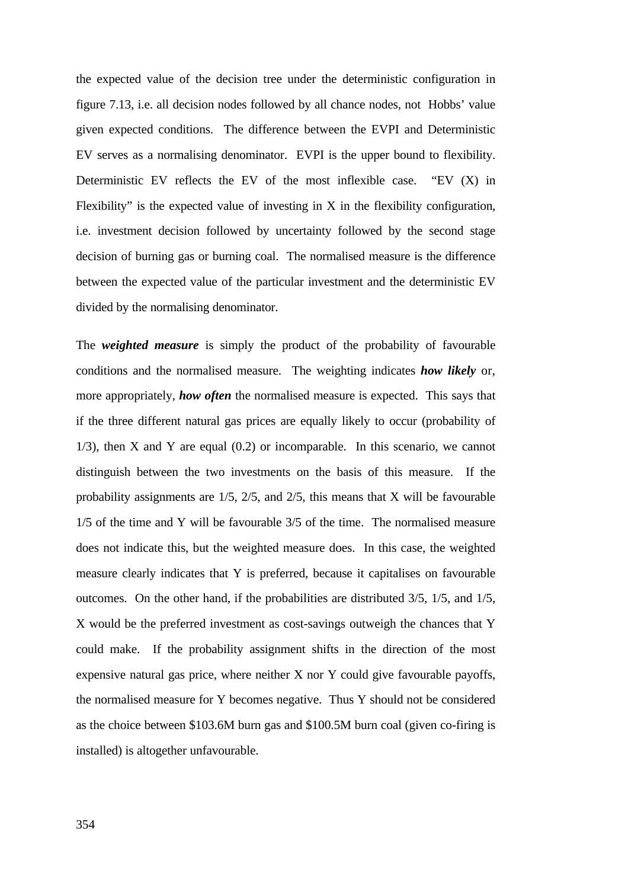the expected value of the decision tree under the deterministic configuration in figure 7.13, i.e. all decision nodes followed by all chance nodes, not Hobbs' value given expected conditions. The difference between the EVPI and Deterministic EV serves as a normalising denominator. EVPI is the upper bound to flexibility. Deterministic EV reflects the EV of the most inflexible case. "EV (X) in Flexibility" is the expected value of investing in X in the flexibility configuration, i.e. investment decision followed by uncertainty followed by the second stage decision of burning gas or burning coal. The normalised measure is the difference between the expected value of the particular investment and the deterministic EV divided by the normalising denominator.

The ***weighted measure*** is simply the product of the probability of favourable conditions and the normalised measure. The weighting indicates ***how likely*** or, more appropriately, ***how often*** the normalised measure is expected. This says that if the three different natural gas prices are equally likely to occur (probability of 1/3), then X and Y are equal (0.2) or incomparable. In this scenario, we cannot distinguish between the two investments on the basis of this measure. If the probability assignments are 1/5, 2/5, and 2/5, this means that X will be favourable 1/5 of the time and Y will be favourable 3/5 of the time. The normalised measure does not indicate this, but the weighted measure does. In this case, the weighted measure clearly indicates that Y is preferred, because it capitalises on favourable outcomes. On the other hand, if the probabilities are distributed 3/5, 1/5, and 1/5, X would be the preferred investment as cost-savings outweigh the chances that Y could make. If the probability assignment shifts in the direction of the most expensive natural gas price, where neither X nor Y could give favourable payoffs, the normalised measure for Y becomes negative. Thus Y should not be considered as the choice between \$103.6M burn gas and \$100.5M burn coal (given co-firing is installed) is altogether unfavourable.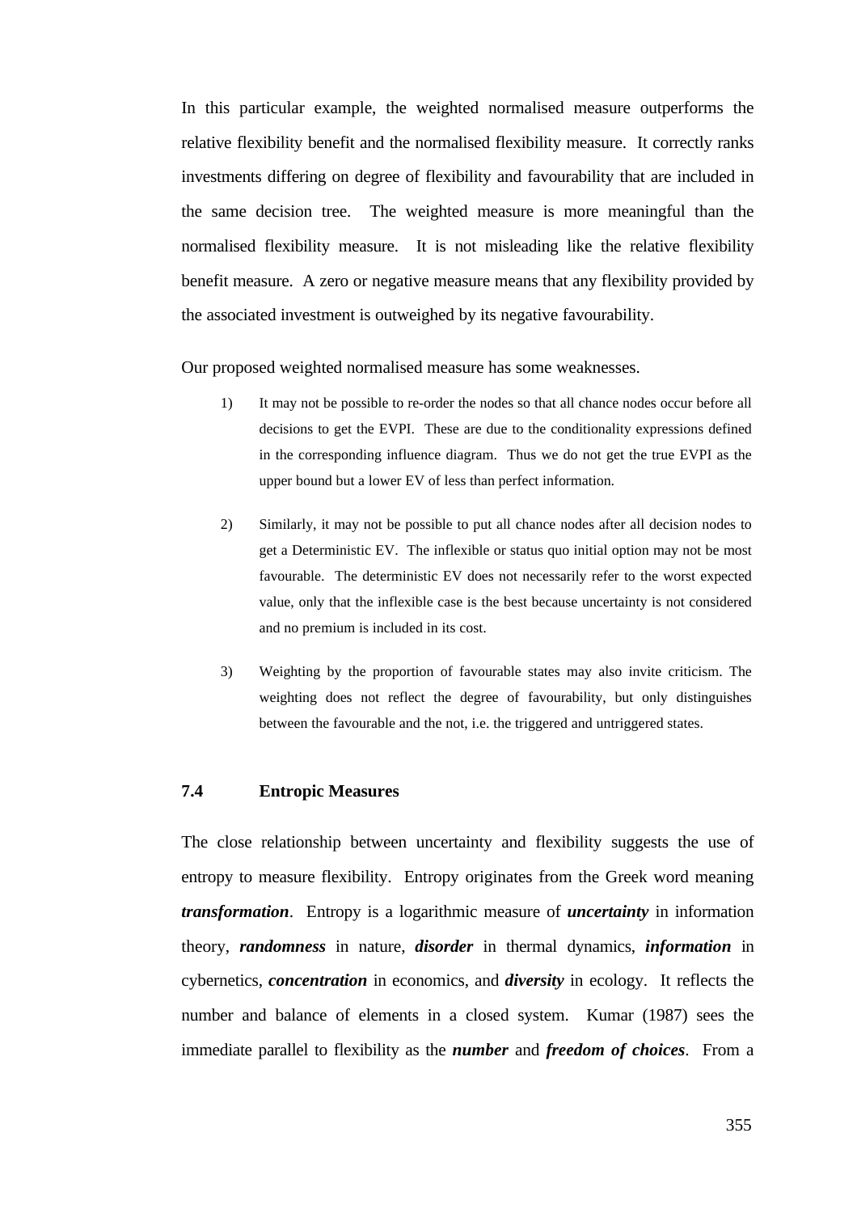In this particular example, the weighted normalised measure outperforms the relative flexibility benefit and the normalised flexibility measure. It correctly ranks investments differing on degree of flexibility and favourability that are included in the same decision tree. The weighted measure is more meaningful than the normalised flexibility measure. It is not misleading like the relative flexibility benefit measure. A zero or negative measure means that any flexibility provided by the associated investment is outweighed by its negative favourability.

Our proposed weighted normalised measure has some weaknesses.

1) It may not be possible to re-order the nodes so that all chance nodes occur before all decisions to get the EVPI. These are due to the conditionality expressions defined in the corresponding influence diagram. Thus we do not get the true EVPI as the upper bound but a lower EV of less than perfect information.

2) Similarly, it may not be possible to put all chance nodes after all decision nodes to get a Deterministic EV. The inflexible or status quo initial option may not be most favourable. The deterministic EV does not necessarily refer to the worst expected value, only that the inflexible case is the best because uncertainty is not considered and no premium is included in its cost.

3) Weighting by the proportion of favourable states may also invite criticism. The weighting does not reflect the degree of favourability, but only distinguishes between the favourable and the not, i.e. the triggered and untriggered states.

### 7.4 Entropic Measures

The close relationship between uncertainty and flexibility suggests the use of entropy to measure flexibility. Entropy originates from the Greek word meaning ***transformation***. Entropy is a logarithmic measure of ***uncertainty*** in information theory, ***randomness*** in nature, ***disorder*** in thermal dynamics, ***information*** in cybernetics, ***concentration*** in economics, and ***diversity*** in ecology. It reflects the number and balance of elements in a closed system. Kumar (1987) sees the immediate parallel to flexibility as the ***number*** and ***freedom of choices***. From a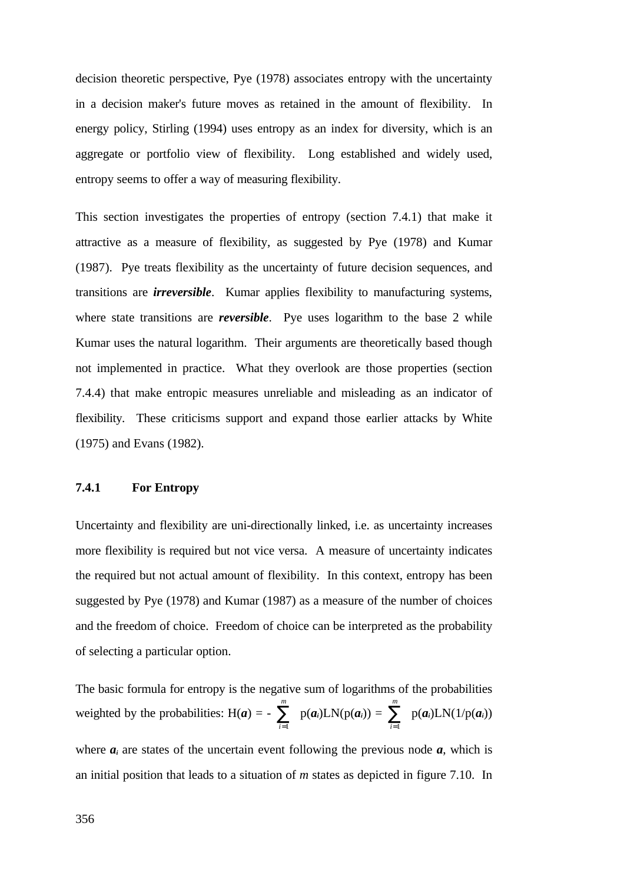decision theoretic perspective, Pye (1978) associates entropy with the uncertainty in a decision maker's future moves as retained in the amount of flexibility. In energy policy, Stirling (1994) uses entropy as an index for diversity, which is an aggregate or portfolio view of flexibility. Long established and widely used, entropy seems to offer a way of measuring flexibility.

This section investigates the properties of entropy (section 7.4.1) that make it attractive as a measure of flexibility, as suggested by Pye (1978) and Kumar (1987). Pye treats flexibility as the uncertainty of future decision sequences, and transitions are ***irreversible***. Kumar applies flexibility to manufacturing systems, where state transitions are ***reversible***. Pye uses logarithm to the base 2 while Kumar uses the natural logarithm. Their arguments are theoretically based though not implemented in practice. What they overlook are those properties (section 7.4.4) that make entropic measures unreliable and misleading as an indicator of flexibility. These criticisms support and expand those earlier attacks by White (1975) and Evans (1982).

### 7.4.1 For Entropy

Uncertainty and flexibility are uni-directionally linked, i.e. as uncertainty increases more flexibility is required but not vice versa. A measure of uncertainty indicates the required but not actual amount of flexibility. In this context, entropy has been suggested by Pye (1978) and Kumar (1987) as a measure of the number of choices and the freedom of choice. Freedom of choice can be interpreted as the probability of selecting a particular option.

The basic formula for entropy is the negative sum of logarithms of the probabilities weighted by the probabilities: $H(\boldsymbol{a}) = -\sum_{i=1}^{m} p(\boldsymbol{a}_i)\mathrm{LN}(p(\boldsymbol{a}_i)) = \sum_{i=1}^{m} p(\boldsymbol{a}_i)\mathrm{LN}(1/p(\boldsymbol{a}_i))$

where $\boldsymbol{a}_i$ are states of the uncertain event following the previous node $\boldsymbol{a}$, which is an initial position that leads to a situation of $m$ states as depicted in figure 7.10. In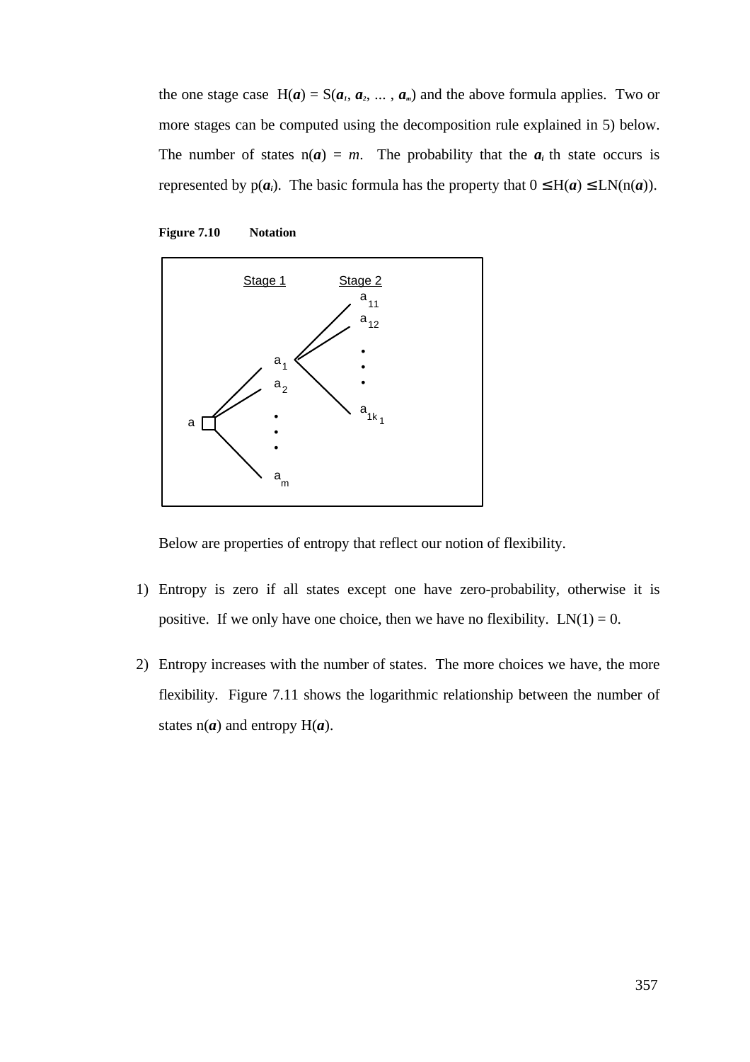the one stage case $H(\boldsymbol{a}) = S(\boldsymbol{a}_1, \boldsymbol{a}_2, \ldots, \boldsymbol{a}_m)$ and the above formula applies. Two or more stages can be computed using the decomposition rule explained in 5) below. The number of states $n(\boldsymbol{a}) = m$. The probability that the $\boldsymbol{a}_i$ th state occurs is represented by $p(\boldsymbol{a}_i)$. The basic formula has the property that $0 \leq H(\boldsymbol{a}) \leq LN(n(\boldsymbol{a}))$.

**Figure 7.10 Notation**

Below are properties of entropy that reflect our notion of flexibility.

1) Entropy is zero if all states except one have zero-probability, otherwise it is positive. If we only have one choice, then we have no flexibility. $LN(1) = 0$.

2) Entropy increases with the number of states. The more choices we have, the more flexibility. Figure 7.11 shows the logarithmic relationship between the number of states $n(\boldsymbol{a})$ and entropy $H(\boldsymbol{a})$.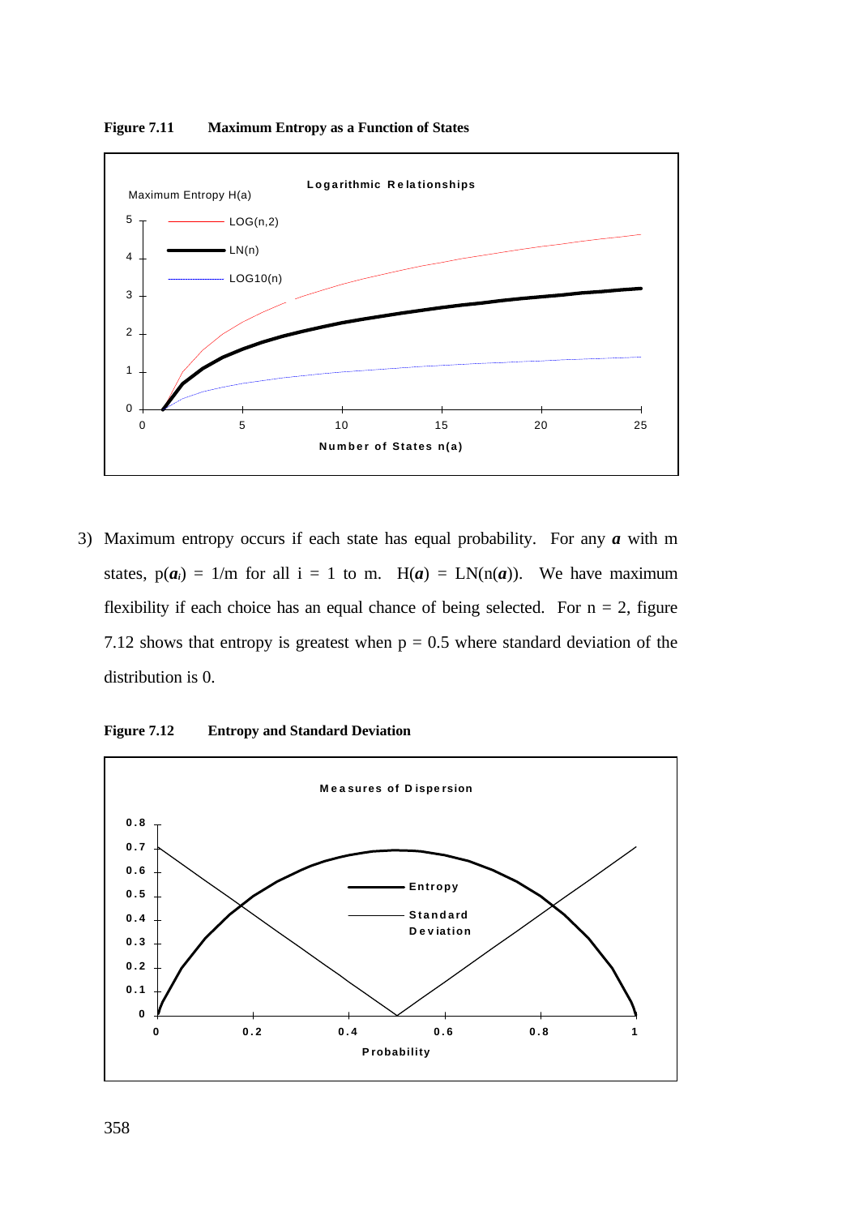**Figure 7.11 Maximum Entropy as a Function of States**

Logarithmic Relationships

Maximum Entropy H(a)

LOG(n,2)

LN(n)

LOG10(n)

Number of States n(a)

3) Maximum entropy occurs if each state has equal probability. For any $\boldsymbol{a}$ with m states, $p(\boldsymbol{a}_i) = 1/m$ for all i = 1 to m. $H(\boldsymbol{a}) = LN(n(\boldsymbol{a}))$. We have maximum flexibility if each choice has an equal chance of being selected. For n = 2, figure 7.12 shows that entropy is greatest when p = 0.5 where standard deviation of the distribution is 0.

**Figure 7.12 Entropy and Standard Deviation**

Measures of Dispersion

Entropy

Standard Deviation

Probability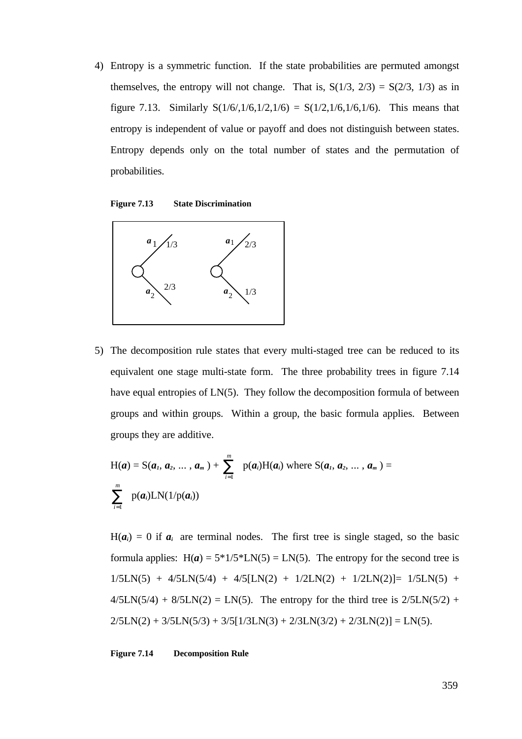4) Entropy is a symmetric function. If the state probabilities are permuted amongst themselves, the entropy will not change. That is, S(1/3, 2/3) = S(2/3, 1/3) as in figure 7.13. Similarly S(1/6/,1/6,1/2,1/6) = S(1/2,1/6,1/6,1/6). This means that entropy is independent of value or payoff and does not distinguish between states. Entropy depends only on the total number of states and the permutation of probabilities.

**Figure 7.13 State Discrimination**

5) The decomposition rule states that every multi-staged tree can be reduced to its equivalent one stage multi-state form. The three probability trees in figure 7.14 have equal entropies of LN(5). They follow the decomposition formula of between groups and within groups. Within a group, the basic formula applies. Between groups they are additive.

$$\text{H}(\boldsymbol{a}) = \text{S}(\boldsymbol{a_1}, \boldsymbol{a_2}, \ldots, \boldsymbol{a_m}) + \sum_{i=1}^{m} \text{p}(\boldsymbol{a_i})\text{H}(\boldsymbol{a_i}) \text{ where } \text{S}(\boldsymbol{a_1}, \boldsymbol{a_2}, \ldots, \boldsymbol{a_m}) = \sum_{i=1}^{m} \text{p}(\boldsymbol{a_i})\text{LN}(1/\text{p}(\boldsymbol{a_i}))$$

$\text{H}(\boldsymbol{a_i}) = 0$ if $\boldsymbol{a_i}$ are terminal nodes. The first tree is single staged, so the basic formula applies: H($\boldsymbol{a}$) = 5\*1/5\*LN(5) = LN(5). The entropy for the second tree is 1/5LN(5) + 4/5LN(5/4) + 4/5[LN(2) + 1/2LN(2) + 1/2LN(2)]= 1/5LN(5) + 4/5LN(5/4) + 8/5LN(2) = LN(5). The entropy for the third tree is 2/5LN(5/2) + 2/5LN(2) + 3/5LN(5/3) + 3/5[1/3LN(3) + 2/3LN(3/2) + 2/3LN(2)] = LN(5).

**Figure 7.14 Decomposition Rule**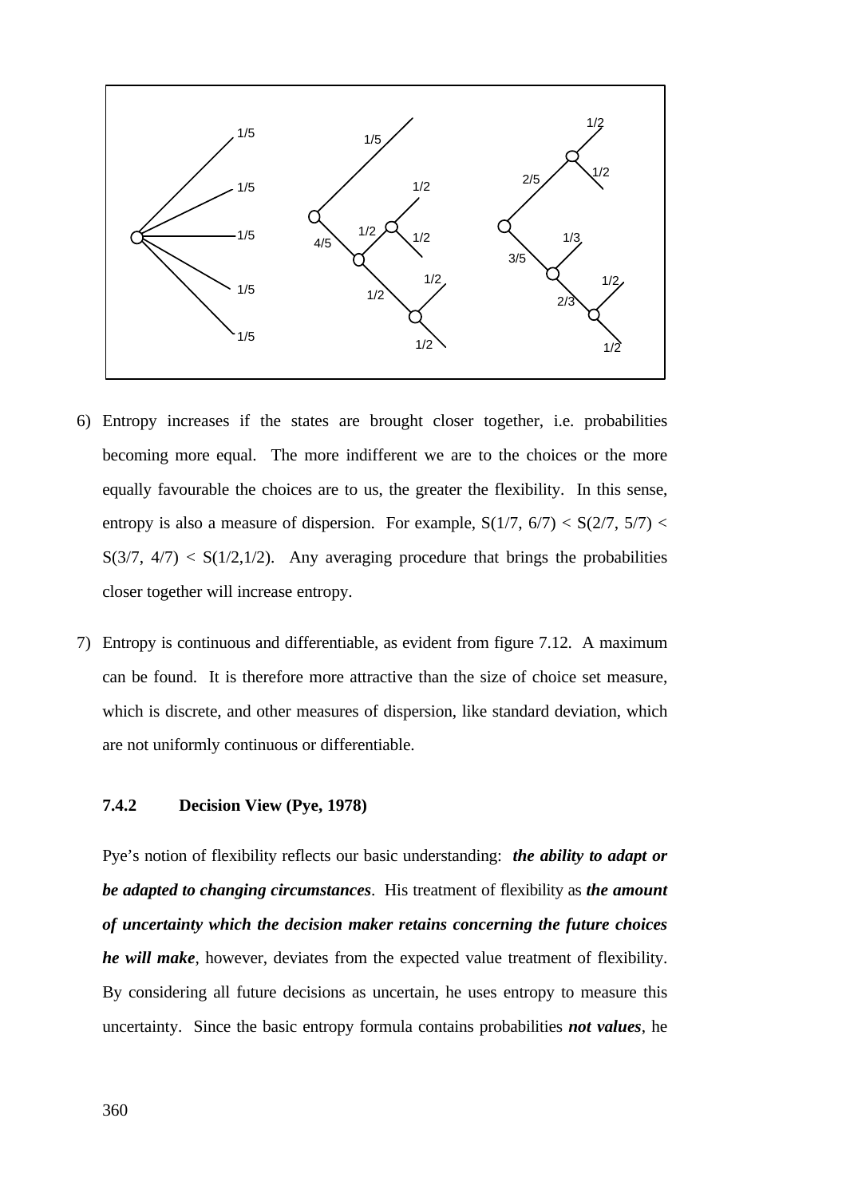6) Entropy increases if the states are brought closer together, i.e. probabilities becoming more equal. The more indifferent we are to the choices or the more equally favourable the choices are to us, the greater the flexibility. In this sense, entropy is also a measure of dispersion. For example, $S(1/7, 6/7) < S(2/7, 5/7) < S(3/7, 4/7) < S(1/2,1/2)$. Any averaging procedure that brings the probabilities closer together will increase entropy.

7) Entropy is continuous and differentiable, as evident from figure 7.12. A maximum can be found. It is therefore more attractive than the size of choice set measure, which is discrete, and other measures of dispersion, like standard deviation, which are not uniformly continuous or differentiable.

### 7.4.2 Decision View (Pye, 1978)

Pye's notion of flexibility reflects our basic understanding: ***the ability to adapt or be adapted to changing circumstances***. His treatment of flexibility as ***the amount of uncertainty which the decision maker retains concerning the future choices he will make***, however, deviates from the expected value treatment of flexibility. By considering all future decisions as uncertain, he uses entropy to measure this uncertainty. Since the basic entropy formula contains probabilities ***not values***, he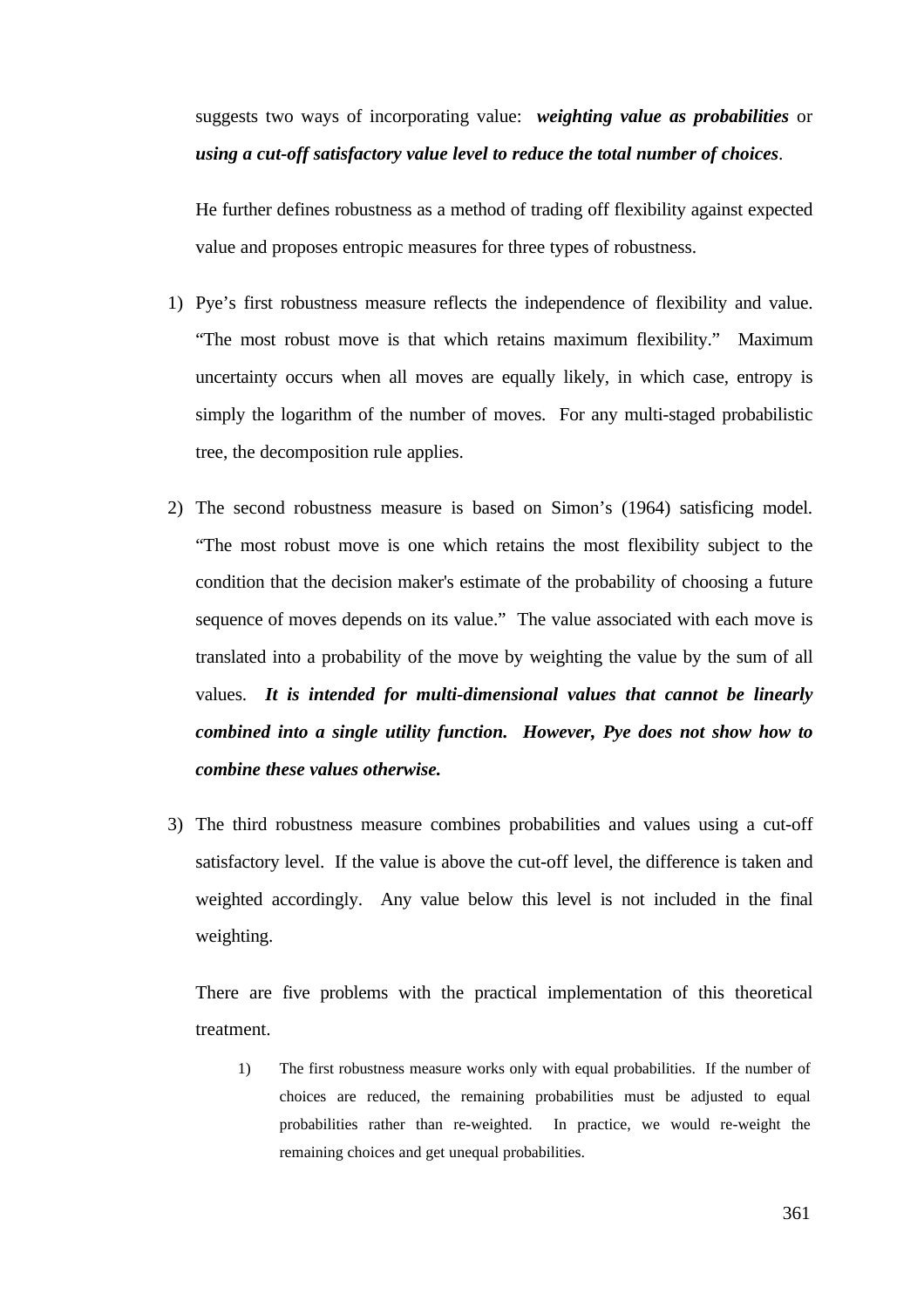suggests two ways of incorporating value: ***weighting value as probabilities*** or ***using a cut-off satisfactory value level to reduce the total number of choices***.

He further defines robustness as a method of trading off flexibility against expected value and proposes entropic measures for three types of robustness.

1) Pye's first robustness measure reflects the independence of flexibility and value. "The most robust move is that which retains maximum flexibility." Maximum uncertainty occurs when all moves are equally likely, in which case, entropy is simply the logarithm of the number of moves. For any multi-staged probabilistic tree, the decomposition rule applies.

2) The second robustness measure is based on Simon's (1964) satisficing model. "The most robust move is one which retains the most flexibility subject to the condition that the decision maker's estimate of the probability of choosing a future sequence of moves depends on its value." The value associated with each move is translated into a probability of the move by weighting the value by the sum of all values. ***It is intended for multi-dimensional values that cannot be linearly combined into a single utility function. However, Pye does not show how to combine these values otherwise.***

3) The third robustness measure combines probabilities and values using a cut-off satisfactory level. If the value is above the cut-off level, the difference is taken and weighted accordingly. Any value below this level is not included in the final weighting.

There are five problems with the practical implementation of this theoretical treatment.

1) The first robustness measure works only with equal probabilities. If the number of choices are reduced, the remaining probabilities must be adjusted to equal probabilities rather than re-weighted. In practice, we would re-weight the remaining choices and get unequal probabilities.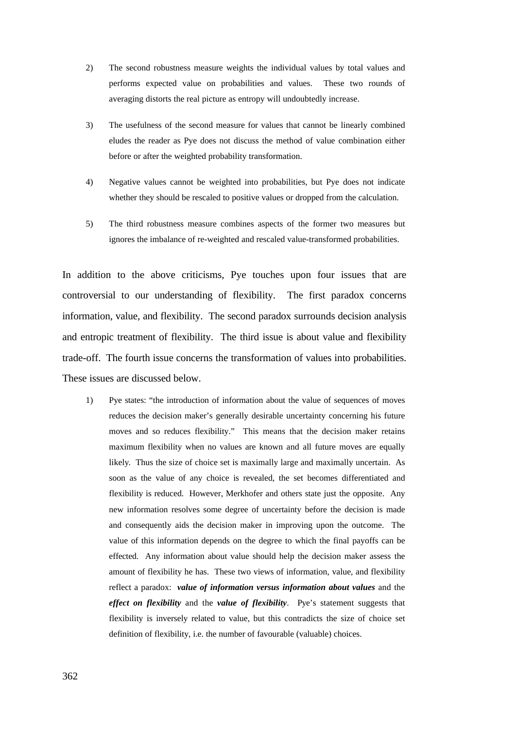2) The second robustness measure weights the individual values by total values and performs expected value on probabilities and values. These two rounds of averaging distorts the real picture as entropy will undoubtedly increase.

3) The usefulness of the second measure for values that cannot be linearly combined eludes the reader as Pye does not discuss the method of value combination either before or after the weighted probability transformation.

4) Negative values cannot be weighted into probabilities, but Pye does not indicate whether they should be rescaled to positive values or dropped from the calculation.

5) The third robustness measure combines aspects of the former two measures but ignores the imbalance of re-weighted and rescaled value-transformed probabilities.

In addition to the above criticisms, Pye touches upon four issues that are controversial to our understanding of flexibility. The first paradox concerns information, value, and flexibility. The second paradox surrounds decision analysis and entropic treatment of flexibility. The third issue is about value and flexibility trade-off. The fourth issue concerns the transformation of values into probabilities. These issues are discussed below.

1) Pye states: "the introduction of information about the value of sequences of moves reduces the decision maker's generally desirable uncertainty concerning his future moves and so reduces flexibility." This means that the decision maker retains maximum flexibility when no values are known and all future moves are equally likely. Thus the size of choice set is maximally large and maximally uncertain. As soon as the value of any choice is revealed, the set becomes differentiated and flexibility is reduced. However, Merkhofer and others state just the opposite. Any new information resolves some degree of uncertainty before the decision is made and consequently aids the decision maker in improving upon the outcome. The value of this information depends on the degree to which the final payoffs can be effected. Any information about value should help the decision maker assess the amount of flexibility he has. These two views of information, value, and flexibility reflect a paradox: ***value of information versus information about values*** and the ***effect on flexibility*** and the ***value of flexibility***. Pye's statement suggests that flexibility is inversely related to value, but this contradicts the size of choice set definition of flexibility, i.e. the number of favourable (valuable) choices.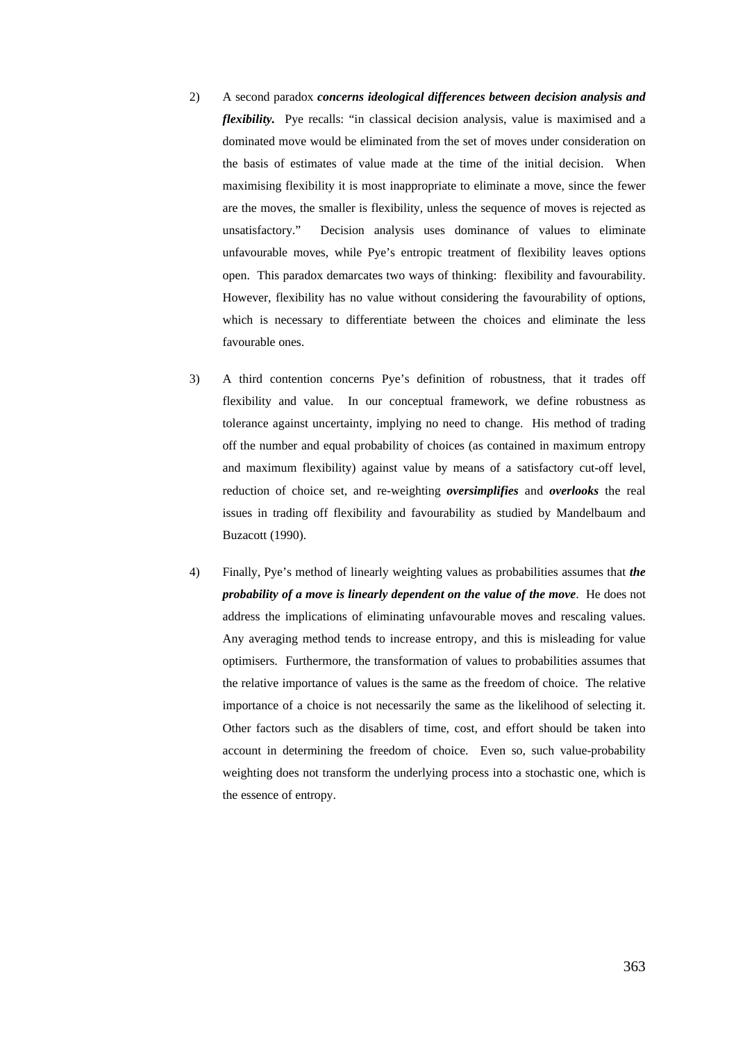2) A second paradox ***concerns ideological differences between decision analysis and flexibility.*** Pye recalls: "in classical decision analysis, value is maximised and a dominated move would be eliminated from the set of moves under consideration on the basis of estimates of value made at the time of the initial decision. When maximising flexibility it is most inappropriate to eliminate a move, since the fewer are the moves, the smaller is flexibility, unless the sequence of moves is rejected as unsatisfactory." Decision analysis uses dominance of values to eliminate unfavourable moves, while Pye's entropic treatment of flexibility leaves options open. This paradox demarcates two ways of thinking: flexibility and favourability. However, flexibility has no value without considering the favourability of options, which is necessary to differentiate between the choices and eliminate the less favourable ones.

3) A third contention concerns Pye's definition of robustness, that it trades off flexibility and value. In our conceptual framework, we define robustness as tolerance against uncertainty, implying no need to change. His method of trading off the number and equal probability of choices (as contained in maximum entropy and maximum flexibility) against value by means of a satisfactory cut-off level, reduction of choice set, and re-weighting ***oversimplifies*** and ***overlooks*** the real issues in trading off flexibility and favourability as studied by Mandelbaum and Buzacott (1990).

4) Finally, Pye's method of linearly weighting values as probabilities assumes that ***the probability of a move is linearly dependent on the value of the move***. He does not address the implications of eliminating unfavourable moves and rescaling values. Any averaging method tends to increase entropy, and this is misleading for value optimisers. Furthermore, the transformation of values to probabilities assumes that the relative importance of values is the same as the freedom of choice. The relative importance of a choice is not necessarily the same as the likelihood of selecting it. Other factors such as the disablers of time, cost, and effort should be taken into account in determining the freedom of choice. Even so, such value-probability weighting does not transform the underlying process into a stochastic one, which is the essence of entropy.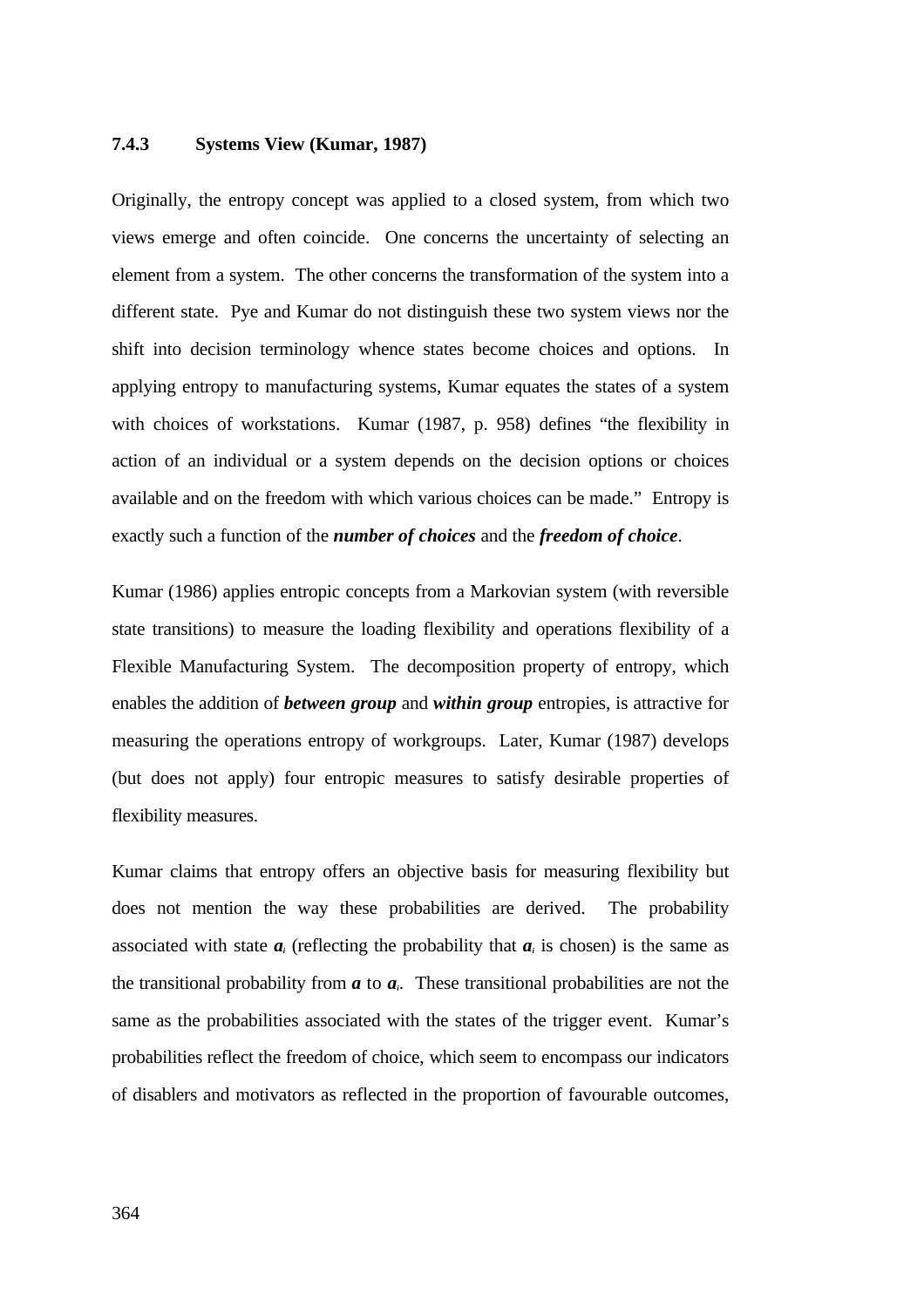### 7.4.3 Systems View (Kumar, 1987)

Originally, the entropy concept was applied to a closed system, from which two views emerge and often coincide. One concerns the uncertainty of selecting an element from a system. The other concerns the transformation of the system into a different state. Pye and Kumar do not distinguish these two system views nor the shift into decision terminology whence states become choices and options. In applying entropy to manufacturing systems, Kumar equates the states of a system with choices of workstations. Kumar (1987, p. 958) defines "the flexibility in action of an individual or a system depends on the decision options or choices available and on the freedom with which various choices can be made." Entropy is exactly such a function of the ***number of choices*** and the ***freedom of choice***.

Kumar (1986) applies entropic concepts from a Markovian system (with reversible state transitions) to measure the loading flexibility and operations flexibility of a Flexible Manufacturing System. The decomposition property of entropy, which enables the addition of ***between group*** and ***within group*** entropies, is attractive for measuring the operations entropy of workgroups. Later, Kumar (1987) develops (but does not apply) four entropic measures to satisfy desirable properties of flexibility measures.

Kumar claims that entropy offers an objective basis for measuring flexibility but does not mention the way these probabilities are derived. The probability associated with state $\boldsymbol{a}_i$ (reflecting the probability that $\boldsymbol{a}_i$ is chosen) is the same as the transitional probability from $\boldsymbol{a}$ to $\boldsymbol{a}_i$. These transitional probabilities are not the same as the probabilities associated with the states of the trigger event. Kumar's probabilities reflect the freedom of choice, which seem to encompass our indicators of disablers and motivators as reflected in the proportion of favourable outcomes,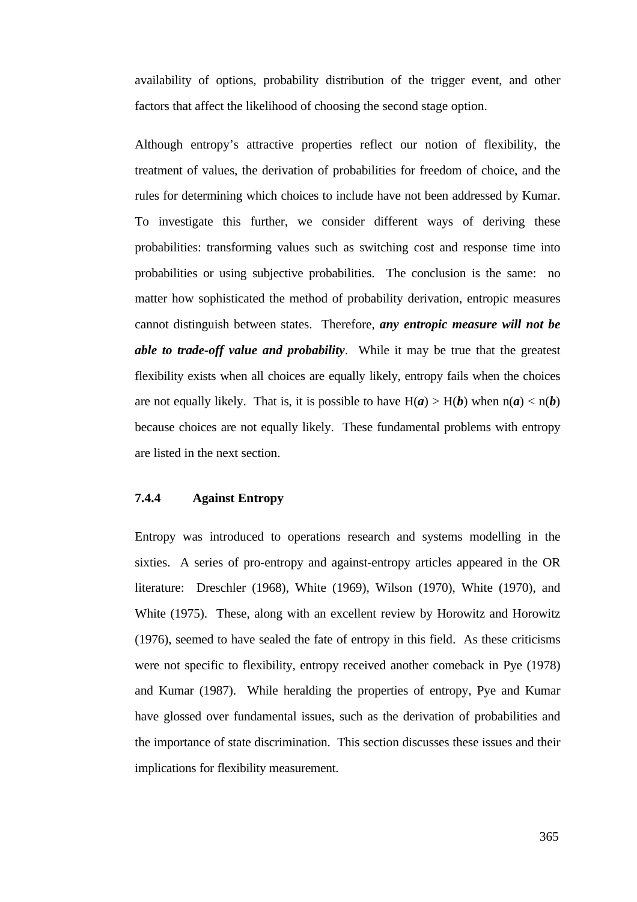availability of options, probability distribution of the trigger event, and other factors that affect the likelihood of choosing the second stage option.

Although entropy's attractive properties reflect our notion of flexibility, the treatment of values, the derivation of probabilities for freedom of choice, and the rules for determining which choices to include have not been addressed by Kumar. To investigate this further, we consider different ways of deriving these probabilities: transforming values such as switching cost and response time into probabilities or using subjective probabilities. The conclusion is the same: no matter how sophisticated the method of probability derivation, entropic measures cannot distinguish between states. Therefore, ***any entropic measure will not be able to trade-off value and probability***. While it may be true that the greatest flexibility exists when all choices are equally likely, entropy fails when the choices are not equally likely. That is, it is possible to have $H(\boldsymbol{a}) > H(\boldsymbol{b})$ when $n(\boldsymbol{a}) < n(\boldsymbol{b})$ because choices are not equally likely. These fundamental problems with entropy are listed in the next section.

### 7.4.4 Against Entropy

Entropy was introduced to operations research and systems modelling in the sixties. A series of pro-entropy and against-entropy articles appeared in the OR literature: Dreschler (1968), White (1969), Wilson (1970), White (1970), and White (1975). These, along with an excellent review by Horowitz and Horowitz (1976), seemed to have sealed the fate of entropy in this field. As these criticisms were not specific to flexibility, entropy received another comeback in Pye (1978) and Kumar (1987). While heralding the properties of entropy, Pye and Kumar have glossed over fundamental issues, such as the derivation of probabilities and the importance of state discrimination. This section discusses these issues and their implications for flexibility measurement.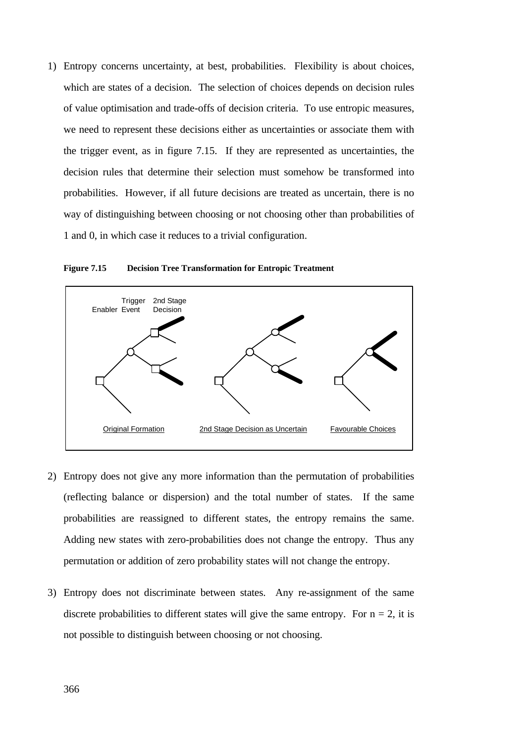1) Entropy concerns uncertainty, at best, probabilities. Flexibility is about choices, which are states of a decision. The selection of choices depends on decision rules of value optimisation and trade-offs of decision criteria. To use entropic measures, we need to represent these decisions either as uncertainties or associate them with the trigger event, as in figure 7.15. If they are represented as uncertainties, the decision rules that determine their selection must somehow be transformed into probabilities. However, if all future decisions are treated as uncertain, there is no way of distinguishing between choosing or not choosing other than probabilities of 1 and 0, in which case it reduces to a trivial configuration.

**Figure 7.15 Decision Tree Transformation for Entropic Treatment**

Enabler Trigger Event 2nd Stage Decision

Original Formation 2nd Stage Decision as Uncertain Favourable Choices

2) Entropy does not give any more information than the permutation of probabilities (reflecting balance or dispersion) and the total number of states. If the same probabilities are reassigned to different states, the entropy remains the same. Adding new states with zero-probabilities does not change the entropy. Thus any permutation or addition of zero probability states will not change the entropy.

3) Entropy does not discriminate between states. Any re-assignment of the same discrete probabilities to different states will give the same entropy. For $n = 2$, it is not possible to distinguish between choosing or not choosing.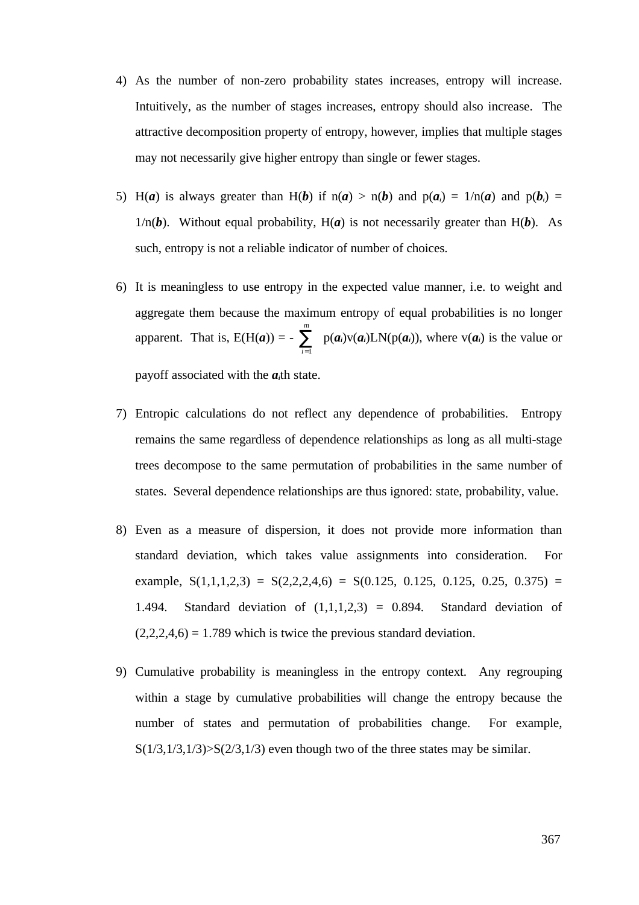4) As the number of non-zero probability states increases, entropy will increase. Intuitively, as the number of stages increases, entropy should also increase. The attractive decomposition property of entropy, however, implies that multiple stages may not necessarily give higher entropy than single or fewer stages.

5) H(***a***) is always greater than H(***b***) if n(***a***) > n(***b***) and p(***a****i*) = 1/n(***a***) and p(***b****i*) = 1/n(***b***). Without equal probability, H(***a***) is not necessarily greater than H(***b***). As such, entropy is not a reliable indicator of number of choices.

6) It is meaningless to use entropy in the expected value manner, i.e. to weight and aggregate them because the maximum entropy of equal probabilities is no longer apparent. That is, $E(H(\boldsymbol{a})) = -\sum_{i=1}^{m} p(\boldsymbol{a}_i)v(\boldsymbol{a}_i)LN(p(\boldsymbol{a}_i))$, where $v(\boldsymbol{a}_i)$ is the value or payoff associated with the $\boldsymbol{a}_i$th state.

7) Entropic calculations do not reflect any dependence of probabilities. Entropy remains the same regardless of dependence relationships as long as all multi-stage trees decompose to the same permutation of probabilities in the same number of states. Several dependence relationships are thus ignored: state, probability, value.

8) Even as a measure of dispersion, it does not provide more information than standard deviation, which takes value assignments into consideration. For example, S(1,1,1,2,3) = S(2,2,2,4,6) = S(0.125, 0.125, 0.125, 0.25, 0.375) = 1.494. Standard deviation of (1,1,1,2,3) = 0.894. Standard deviation of (2,2,2,4,6) = 1.789 which is twice the previous standard deviation.

9) Cumulative probability is meaningless in the entropy context. Any regrouping within a stage by cumulative probabilities will change the entropy because the number of states and permutation of probabilities change. For example, S(1/3,1/3,1/3)>S(2/3,1/3) even though two of the three states may be similar.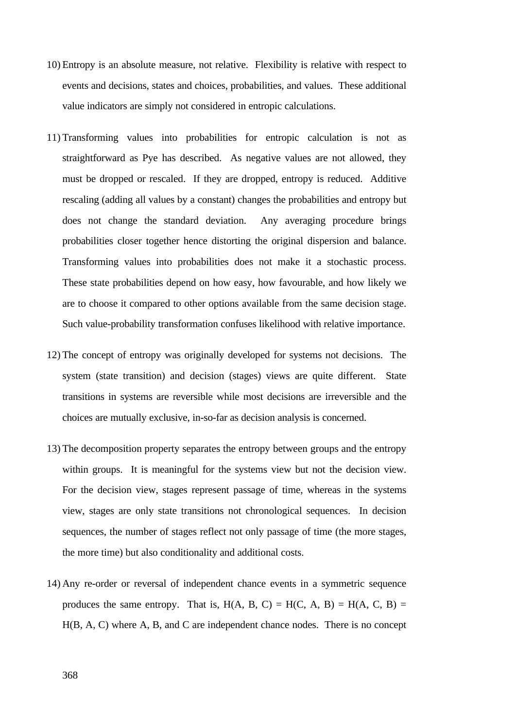10) Entropy is an absolute measure, not relative. Flexibility is relative with respect to events and decisions, states and choices, probabilities, and values. These additional value indicators are simply not considered in entropic calculations.

11) Transforming values into probabilities for entropic calculation is not as straightforward as Pye has described. As negative values are not allowed, they must be dropped or rescaled. If they are dropped, entropy is reduced. Additive rescaling (adding all values by a constant) changes the probabilities and entropy but does not change the standard deviation. Any averaging procedure brings probabilities closer together hence distorting the original dispersion and balance. Transforming values into probabilities does not make it a stochastic process. These state probabilities depend on how easy, how favourable, and how likely we are to choose it compared to other options available from the same decision stage. Such value-probability transformation confuses likelihood with relative importance.

12) The concept of entropy was originally developed for systems not decisions. The system (state transition) and decision (stages) views are quite different. State transitions in systems are reversible while most decisions are irreversible and the choices are mutually exclusive, in-so-far as decision analysis is concerned.

13) The decomposition property separates the entropy between groups and the entropy within groups. It is meaningful for the systems view but not the decision view. For the decision view, stages represent passage of time, whereas in the systems view, stages are only state transitions not chronological sequences. In decision sequences, the number of stages reflect not only passage of time (the more stages, the more time) but also conditionality and additional costs.

14) Any re-order or reversal of independent chance events in a symmetric sequence produces the same entropy. That is, $H(A, B, C) = H(C, A, B) = H(A, C, B) = H(B, A, C)$ where A, B, and C are independent chance nodes. There is no concept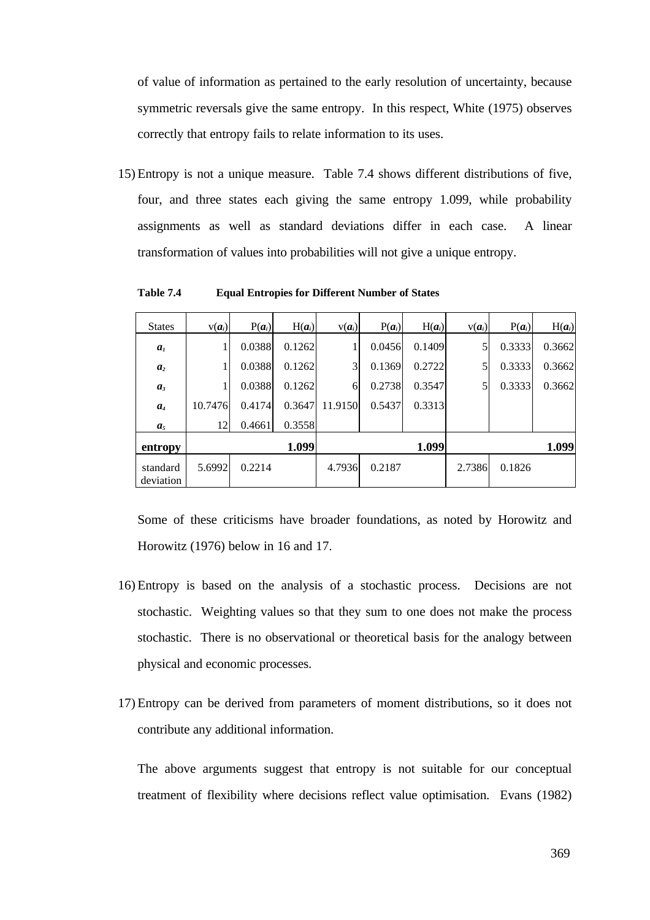of value of information as pertained to the early resolution of uncertainty, because symmetric reversals give the same entropy. In this respect, White (1975) observes correctly that entropy fails to relate information to its uses.

15) Entropy is not a unique measure. Table 7.4 shows different distributions of five, four, and three states each giving the same entropy 1.099, while probability assignments as well as standard deviations differ in each case. A linear transformation of values into probabilities will not give a unique entropy.

**Table 7.4 Equal Entropies for Different Number of States**

| States | $v(a_i)$ | $P(a_i)$ | $H(a_i)$ | $v(a_i)$ | $P(a_i)$ | $H(a_i)$ | $v(a_i)$ | $P(a_i)$ | $H(a_i)$ |
|---|---|---|---|---|---|---|---|---|---|
| $a_1$ | 1 | 0.0388 | 0.1262 | 1 | 0.0456 | 0.1409 | 5 | 0.3333 | 0.3662 |
| $a_2$ | 1 | 0.0388 | 0.1262 | 3 | 0.1369 | 0.2722 | 5 | 0.3333 | 0.3662 |
| $a_3$ | 1 | 0.0388 | 0.1262 | 6 | 0.2738 | 0.3547 | 5 | 0.3333 | 0.3662 |
| $a_4$ | 10.7476 | 0.4174 | 0.3647 | 11.9150 | 0.5437 | 0.3313 | | | |
| $a_5$ | 12 | 0.4661 | 0.3558 | | | | | | |
| **entropy** | | | **1.099** | | | **1.099** | | | **1.099** |
| standard deviation | 5.6992 | 0.2214 | | 4.7936 | 0.2187 | | 2.7386 | 0.1826 | |

Some of these criticisms have broader foundations, as noted by Horowitz and Horowitz (1976) below in 16 and 17.

16) Entropy is based on the analysis of a stochastic process. Decisions are not stochastic. Weighting values so that they sum to one does not make the process stochastic. There is no observational or theoretical basis for the analogy between physical and economic processes.

17) Entropy can be derived from parameters of moment distributions, so it does not contribute any additional information.

The above arguments suggest that entropy is not suitable for our conceptual treatment of flexibility where decisions reflect value optimisation. Evans (1982)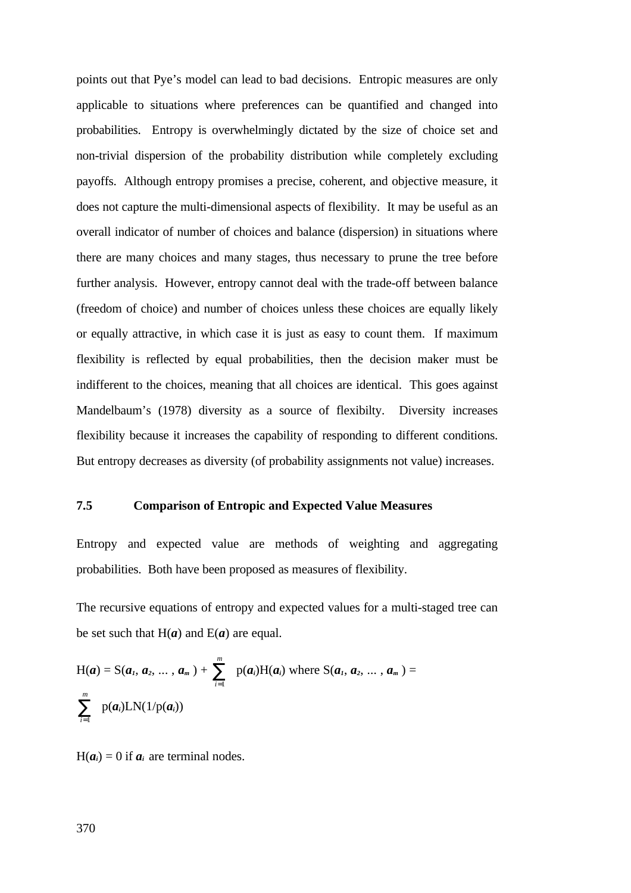points out that Pye's model can lead to bad decisions. Entropic measures are only applicable to situations where preferences can be quantified and changed into probabilities. Entropy is overwhelmingly dictated by the size of choice set and non-trivial dispersion of the probability distribution while completely excluding payoffs. Although entropy promises a precise, coherent, and objective measure, it does not capture the multi-dimensional aspects of flexibility. It may be useful as an overall indicator of number of choices and balance (dispersion) in situations where there are many choices and many stages, thus necessary to prune the tree before further analysis. However, entropy cannot deal with the trade-off between balance (freedom of choice) and number of choices unless these choices are equally likely or equally attractive, in which case it is just as easy to count them. If maximum flexibility is reflected by equal probabilities, then the decision maker must be indifferent to the choices, meaning that all choices are identical. This goes against Mandelbaum's (1978) diversity as a source of flexibilty. Diversity increases flexibility because it increases the capability of responding to different conditions. But entropy decreases as diversity (of probability assignments not value) increases.

### 7.5 Comparison of Entropic and Expected Value Measures

Entropy and expected value are methods of weighting and aggregating probabilities. Both have been proposed as measures of flexibility.

The recursive equations of entropy and expected values for a multi-staged tree can be set such that $H(\boldsymbol{a})$ and $E(\boldsymbol{a})$ are equal.

$H(\boldsymbol{a}) = S(\boldsymbol{a}_1, \boldsymbol{a}_2, \ldots, \boldsymbol{a}_m) + \sum_{i=1}^{m} p(\boldsymbol{a}_i)H(\boldsymbol{a}_i)$ where $S(\boldsymbol{a}_1, \boldsymbol{a}_2, \ldots, \boldsymbol{a}_m) = \sum_{i=1}^{m} p(\boldsymbol{a}_i)\mathrm{LN}(1/p(\boldsymbol{a}_i))$

$H(\boldsymbol{a}_i) = 0$ if $\boldsymbol{a}_i$ are terminal nodes.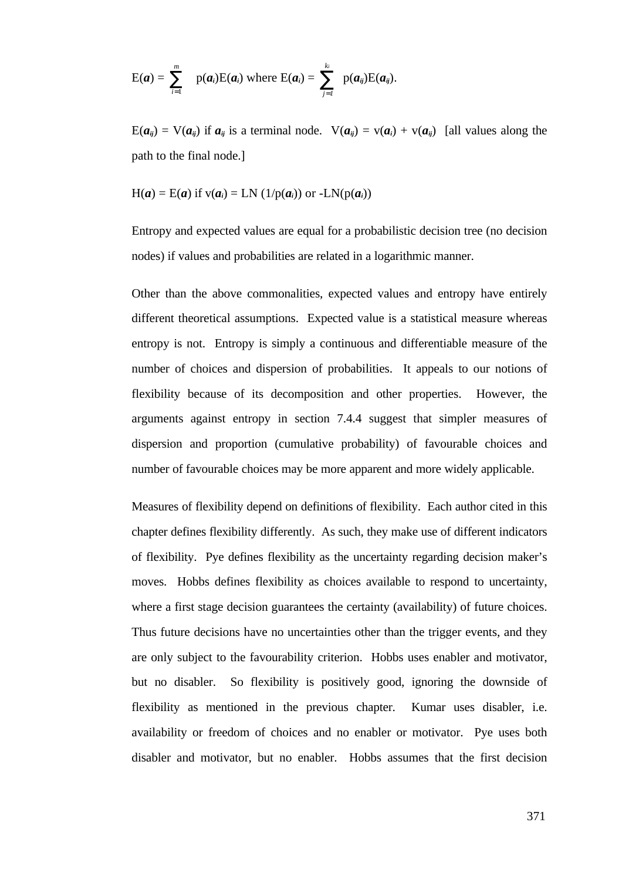$\mathrm{E}(\boldsymbol{a}) = \sum_{i=1}^{m} \mathrm{p}(\boldsymbol{a}_i)\mathrm{E}(\boldsymbol{a}_i)$ where $\mathrm{E}(\boldsymbol{a}_i) = \sum_{j=1}^{k_i} \mathrm{p}(\boldsymbol{a}_{ij})\mathrm{E}(\boldsymbol{a}_{ij})$.

$\mathrm{E}(\boldsymbol{a}_{ij}) = \mathrm{V}(\boldsymbol{a}_{ij})$ if $\boldsymbol{a}_{ij}$ is a terminal node. $\mathrm{V}(\boldsymbol{a}_{ij}) = \mathrm{v}(\boldsymbol{a}_i) + \mathrm{v}(\boldsymbol{a}_{ij})$ [all values along the path to the final node.]

$\mathrm{H}(\boldsymbol{a}) = \mathrm{E}(\boldsymbol{a})$ if $\mathrm{v}(\boldsymbol{a}_i) = \mathrm{LN}\,(1/\mathrm{p}(\boldsymbol{a}_i))$ or $-\mathrm{LN}(\mathrm{p}(\boldsymbol{a}_i))$

Entropy and expected values are equal for a probabilistic decision tree (no decision nodes) if values and probabilities are related in a logarithmic manner.

Other than the above commonalities, expected values and entropy have entirely different theoretical assumptions. Expected value is a statistical measure whereas entropy is not. Entropy is simply a continuous and differentiable measure of the number of choices and dispersion of probabilities. It appeals to our notions of flexibility because of its decomposition and other properties. However, the arguments against entropy in section 7.4.4 suggest that simpler measures of dispersion and proportion (cumulative probability) of favourable choices and number of favourable choices may be more apparent and more widely applicable.

Measures of flexibility depend on definitions of flexibility. Each author cited in this chapter defines flexibility differently. As such, they make use of different indicators of flexibility. Pye defines flexibility as the uncertainty regarding decision maker's moves. Hobbs defines flexibility as choices available to respond to uncertainty, where a first stage decision guarantees the certainty (availability) of future choices. Thus future decisions have no uncertainties other than the trigger events, and they are only subject to the favourability criterion. Hobbs uses enabler and motivator, but no disabler. So flexibility is positively good, ignoring the downside of flexibility as mentioned in the previous chapter. Kumar uses disabler, i.e. availability or freedom of choices and no enabler or motivator. Pye uses both disabler and motivator, but no enabler. Hobbs assumes that the first decision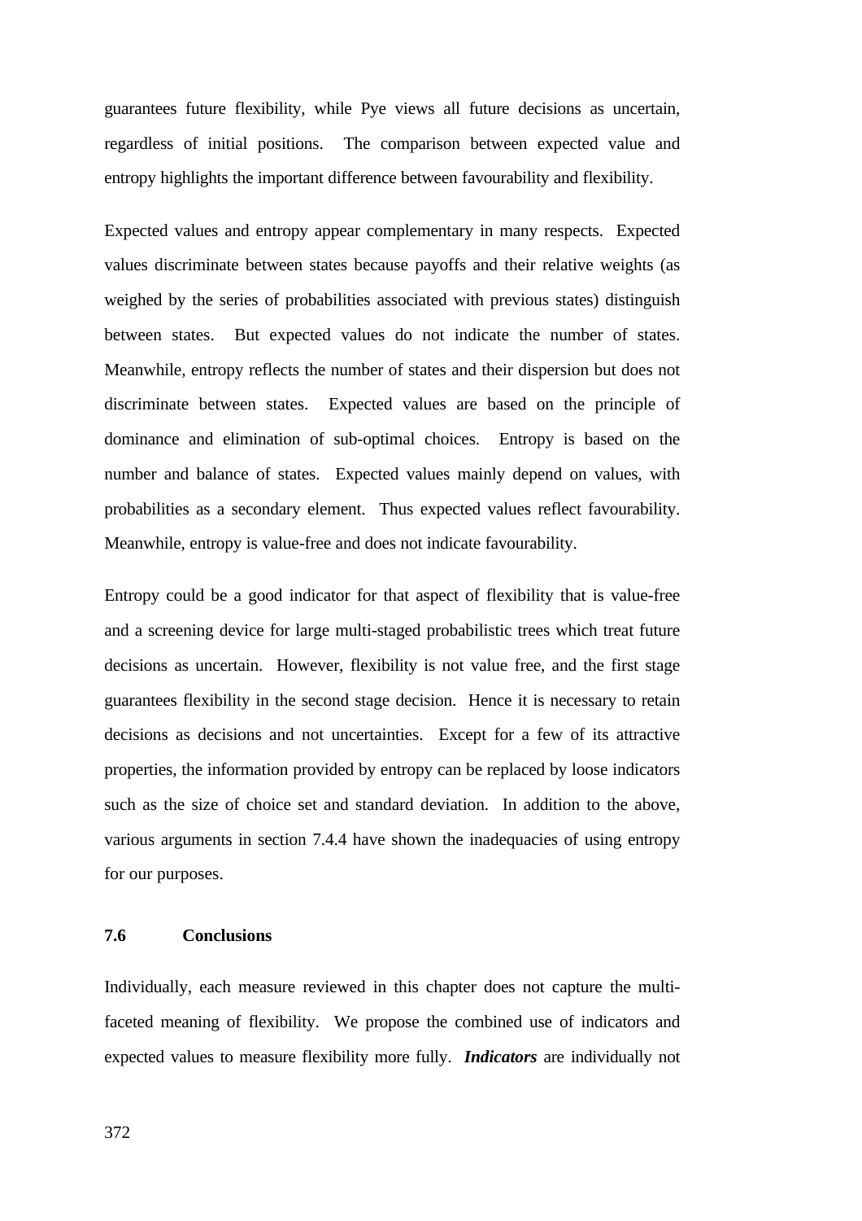guarantees future flexibility, while Pye views all future decisions as uncertain, regardless of initial positions. The comparison between expected value and entropy highlights the important difference between favourability and flexibility.

Expected values and entropy appear complementary in many respects. Expected values discriminate between states because payoffs and their relative weights (as weighed by the series of probabilities associated with previous states) distinguish between states. But expected values do not indicate the number of states. Meanwhile, entropy reflects the number of states and their dispersion but does not discriminate between states. Expected values are based on the principle of dominance and elimination of sub-optimal choices. Entropy is based on the number and balance of states. Expected values mainly depend on values, with probabilities as a secondary element. Thus expected values reflect favourability. Meanwhile, entropy is value-free and does not indicate favourability.

Entropy could be a good indicator for that aspect of flexibility that is value-free and a screening device for large multi-staged probabilistic trees which treat future decisions as uncertain. However, flexibility is not value free, and the first stage guarantees flexibility in the second stage decision. Hence it is necessary to retain decisions as decisions and not uncertainties. Except for a few of its attractive properties, the information provided by entropy can be replaced by loose indicators such as the size of choice set and standard deviation. In addition to the above, various arguments in section 7.4.4 have shown the inadequacies of using entropy for our purposes.

## 7.6 Conclusions

Individually, each measure reviewed in this chapter does not capture the multi-faceted meaning of flexibility. We propose the combined use of indicators and expected values to measure flexibility more fully. ***Indicators*** are individually not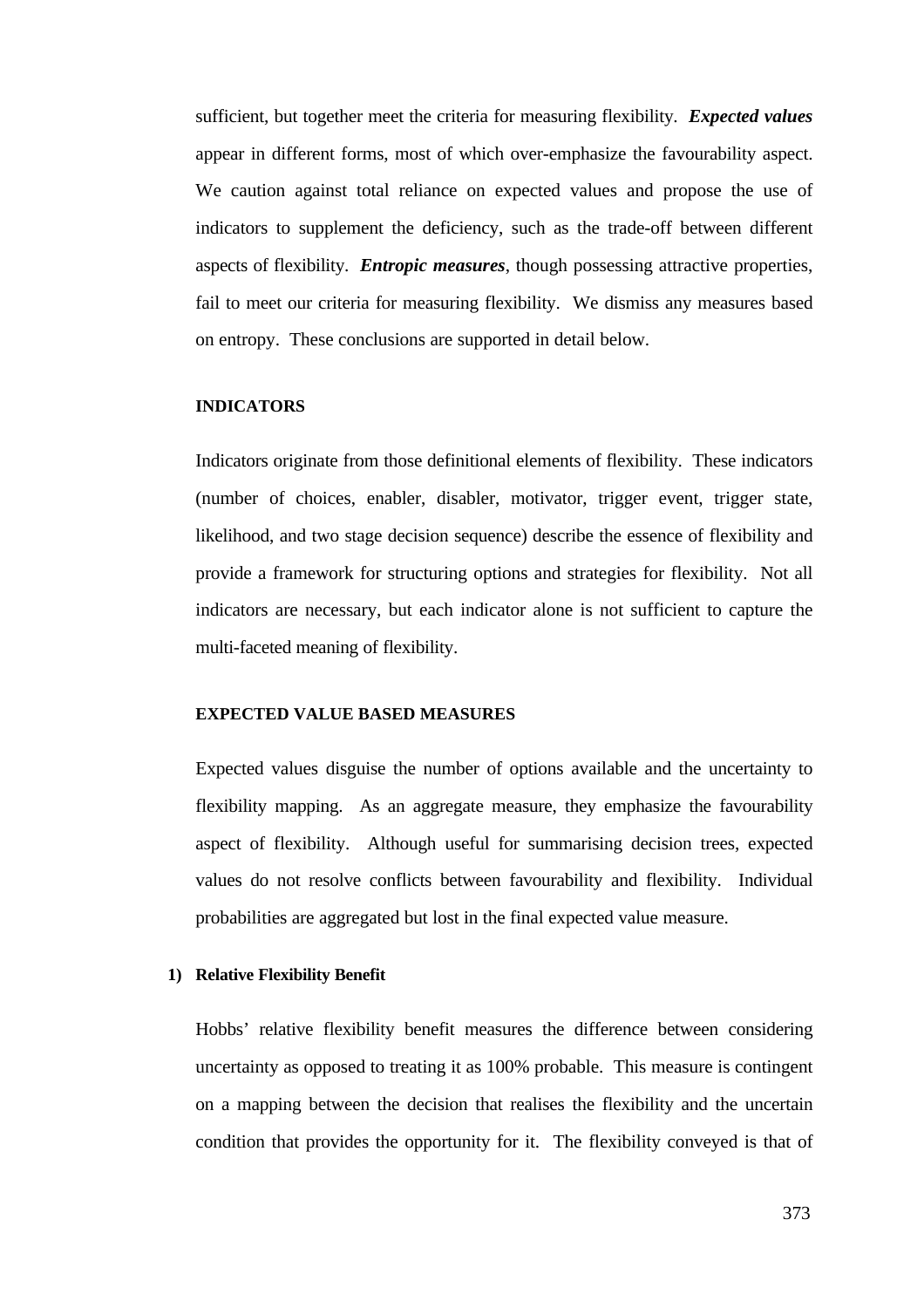sufficient, but together meet the criteria for measuring flexibility. ***Expected values*** appear in different forms, most of which over-emphasize the favourability aspect. We caution against total reliance on expected values and propose the use of indicators to supplement the deficiency, such as the trade-off between different aspects of flexibility. ***Entropic measures***, though possessing attractive properties, fail to meet our criteria for measuring flexibility. We dismiss any measures based on entropy. These conclusions are supported in detail below.

### INDICATORS

Indicators originate from those definitional elements of flexibility. These indicators (number of choices, enabler, disabler, motivator, trigger event, trigger state, likelihood, and two stage decision sequence) describe the essence of flexibility and provide a framework for structuring options and strategies for flexibility. Not all indicators are necessary, but each indicator alone is not sufficient to capture the multi-faceted meaning of flexibility.

### EXPECTED VALUE BASED MEASURES

Expected values disguise the number of options available and the uncertainty to flexibility mapping. As an aggregate measure, they emphasize the favourability aspect of flexibility. Although useful for summarising decision trees, expected values do not resolve conflicts between favourability and flexibility. Individual probabilities are aggregated but lost in the final expected value measure.

#### 1) Relative Flexibility Benefit

Hobbs' relative flexibility benefit measures the difference between considering uncertainty as opposed to treating it as 100% probable. This measure is contingent on a mapping between the decision that realises the flexibility and the uncertain condition that provides the opportunity for it. The flexibility conveyed is that of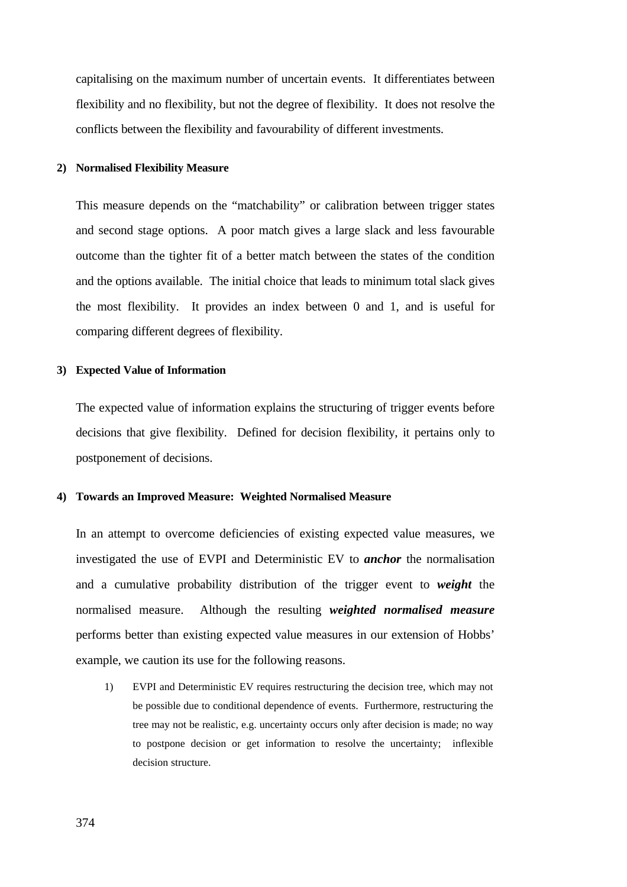capitalising on the maximum number of uncertain events. It differentiates between flexibility and no flexibility, but not the degree of flexibility. It does not resolve the conflicts between the flexibility and favourability of different investments.

**2) Normalised Flexibility Measure**

This measure depends on the "matchability" or calibration between trigger states and second stage options. A poor match gives a large slack and less favourable outcome than the tighter fit of a better match between the states of the condition and the options available. The initial choice that leads to minimum total slack gives the most flexibility. It provides an index between 0 and 1, and is useful for comparing different degrees of flexibility.

**3) Expected Value of Information**

The expected value of information explains the structuring of trigger events before decisions that give flexibility. Defined for decision flexibility, it pertains only to postponement of decisions.

**4) Towards an Improved Measure: Weighted Normalised Measure**

In an attempt to overcome deficiencies of existing expected value measures, we investigated the use of EVPI and Deterministic EV to ***anchor*** the normalisation and a cumulative probability distribution of the trigger event to ***weight*** the normalised measure. Although the resulting ***weighted normalised measure*** performs better than existing expected value measures in our extension of Hobbs' example, we caution its use for the following reasons.

1) EVPI and Deterministic EV requires restructuring the decision tree, which may not be possible due to conditional dependence of events. Furthermore, restructuring the tree may not be realistic, e.g. uncertainty occurs only after decision is made; no way to postpone decision or get information to resolve the uncertainty; inflexible decision structure.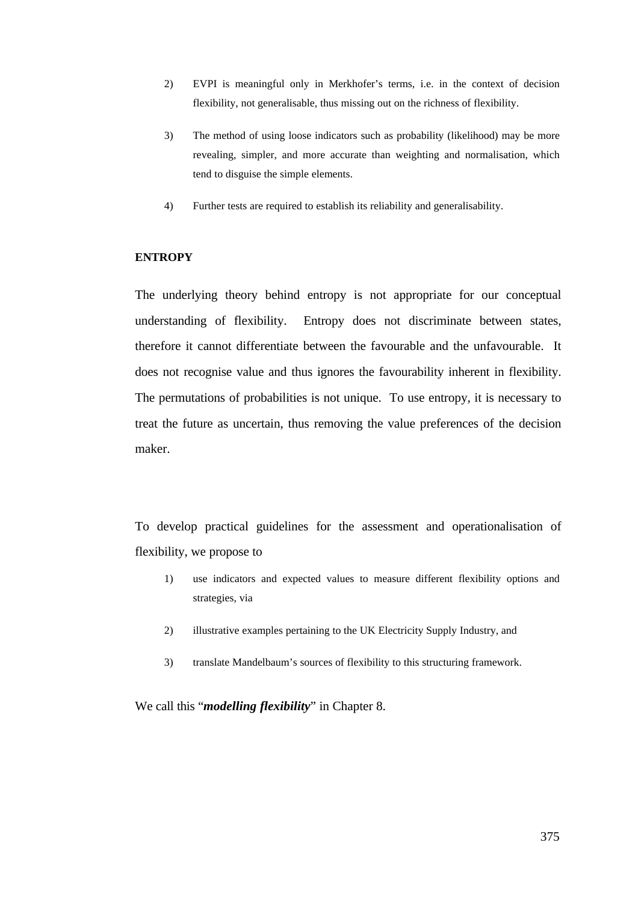2) EVPI is meaningful only in Merkhofer's terms, i.e. in the context of decision flexibility, not generalisable, thus missing out on the richness of flexibility.

3) The method of using loose indicators such as probability (likelihood) may be more revealing, simpler, and more accurate than weighting and normalisation, which tend to disguise the simple elements.

4) Further tests are required to establish its reliability and generalisability.

**ENTROPY**

The underlying theory behind entropy is not appropriate for our conceptual understanding of flexibility. Entropy does not discriminate between states, therefore it cannot differentiate between the favourable and the unfavourable. It does not recognise value and thus ignores the favourability inherent in flexibility. The permutations of probabilities is not unique. To use entropy, it is necessary to treat the future as uncertain, thus removing the value preferences of the decision maker.

To develop practical guidelines for the assessment and operationalisation of flexibility, we propose to

1) use indicators and expected values to measure different flexibility options and strategies, via

2) illustrative examples pertaining to the UK Electricity Supply Industry, and

3) translate Mandelbaum's sources of flexibility to this structuring framework.

We call this "***modelling flexibility***" in Chapter 8.